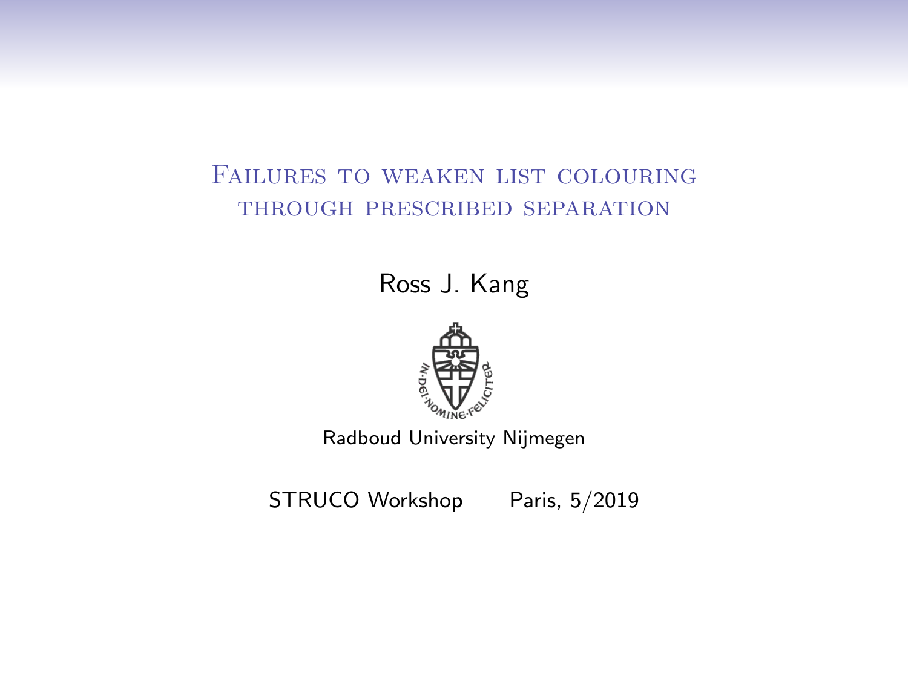# Failures to weaken list colouring through prescribed separation

Ross J. Kang

Radboud University Nijmegen

STRUCO Workshop Paris, 5/2019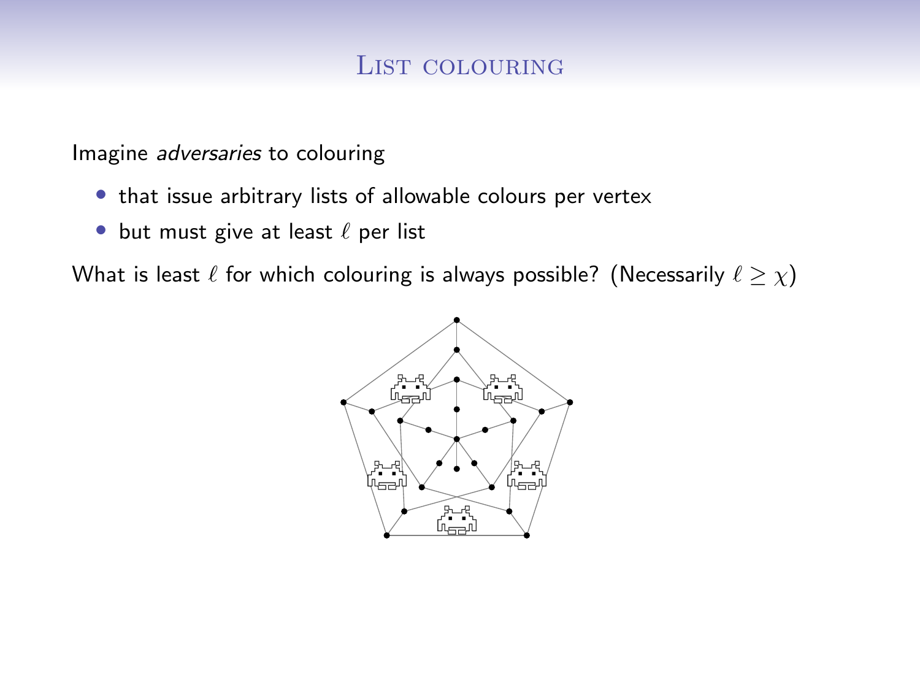# List colouring

Imagine *adversaries* to colouring

- that issue arbitrary lists of allowable colours per vertex
- but must give at least $\ell$ per list

What is least $\ell$ for which colouring is always possible? (Necessarily $\ell \geq \chi$)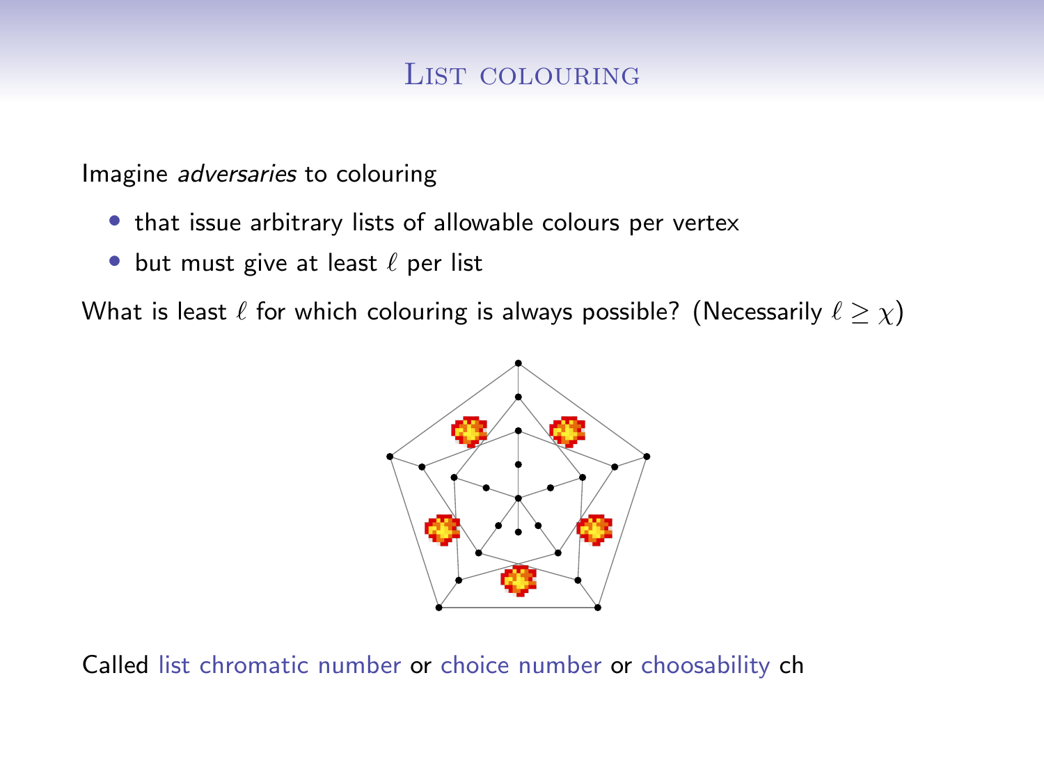# List colouring

Imagine *adversaries* to colouring

- that issue arbitrary lists of allowable colours per vertex
- but must give at least $\ell$ per list

What is least $\ell$ for which colouring is always possible? (Necessarily $\ell \geq \chi$)

Called list chromatic number or choice number or choosability ch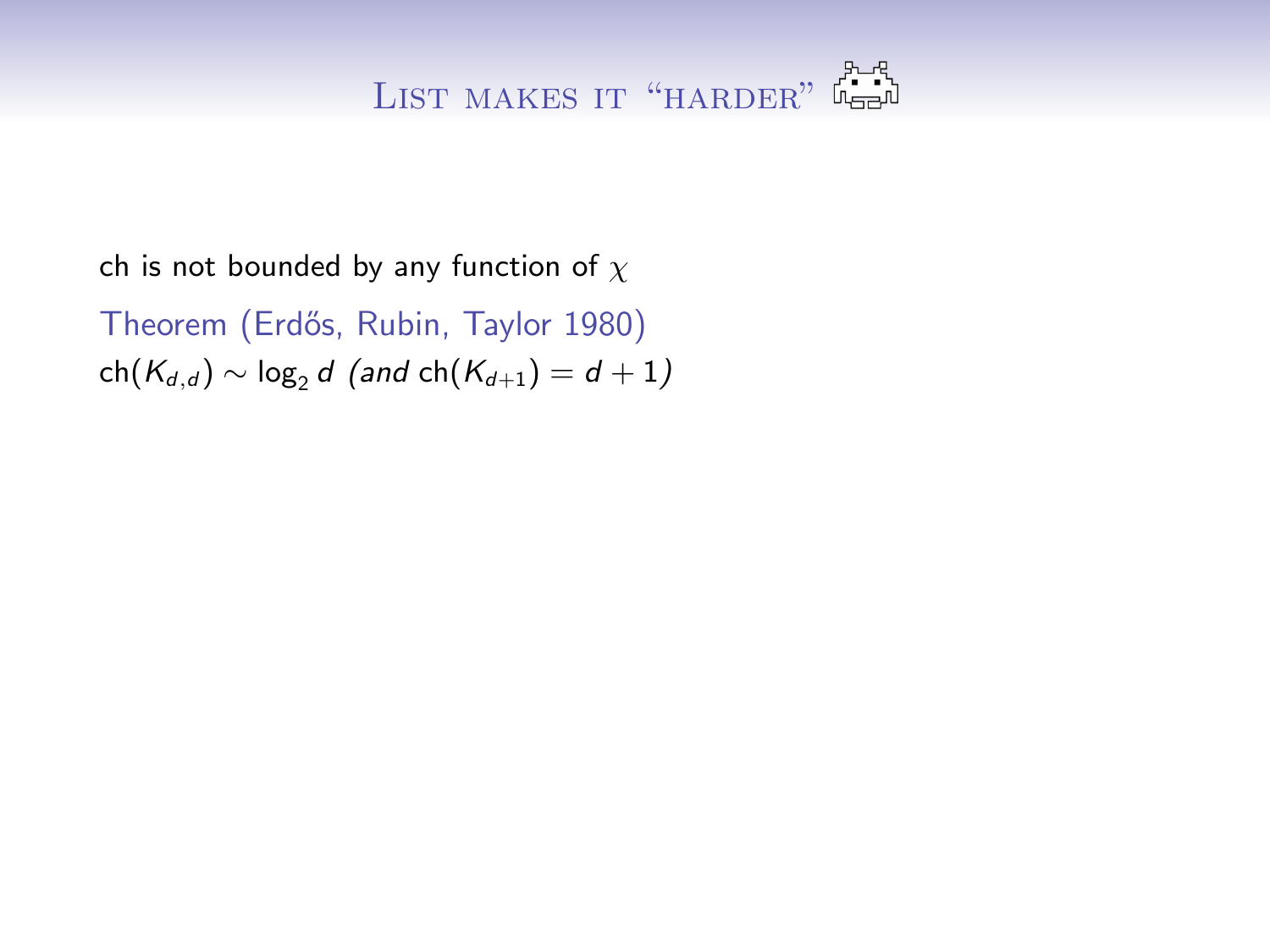# List makes it "harder"

ch is not bounded by any function of $\chi$

Theorem (Erdős, Rubin, Taylor 1980)

$\text{ch}(K_{d,d}) \sim \log_2 d$ *(and* $\text{ch}(K_{d+1}) = d + 1$*)*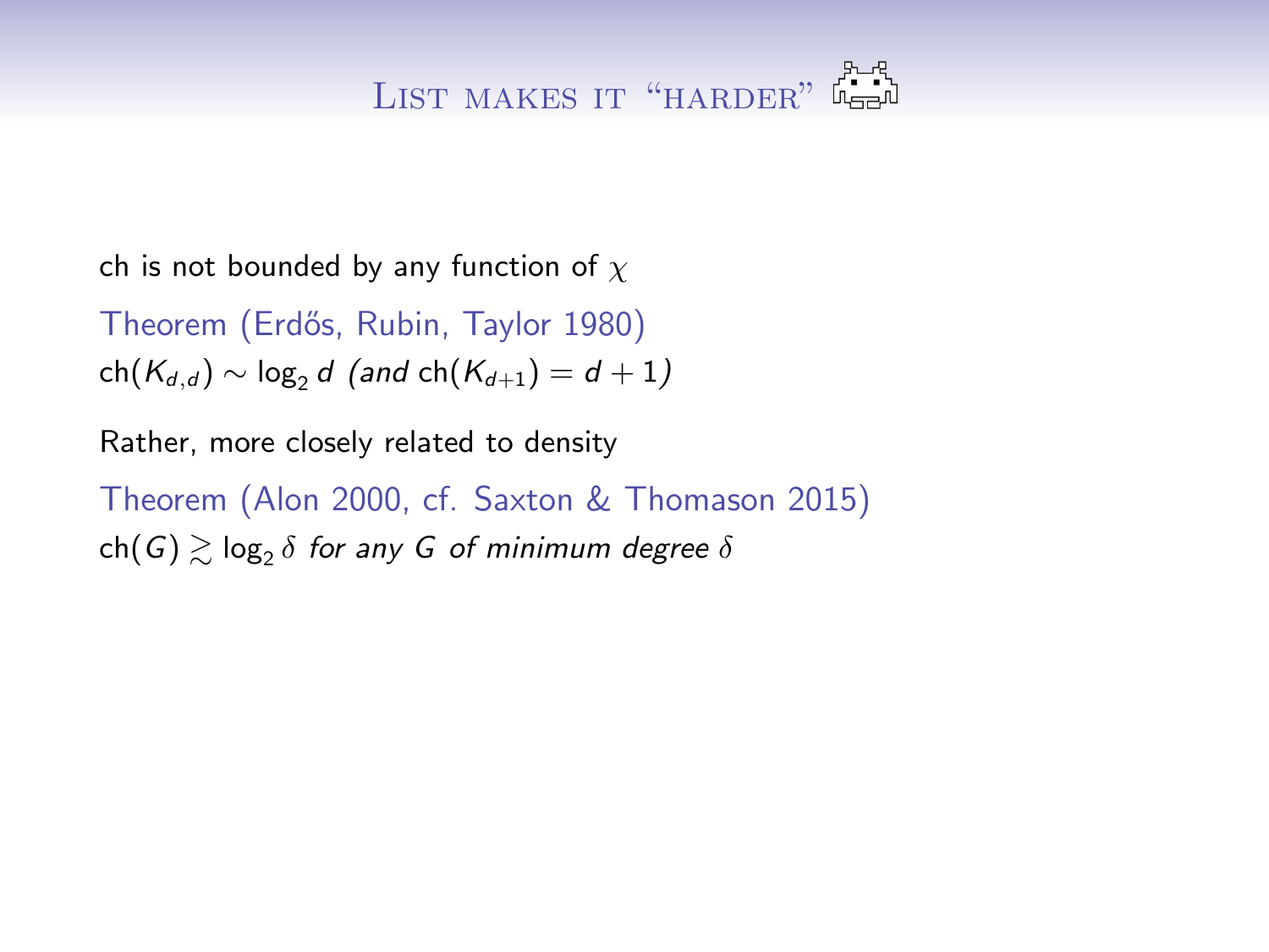# List makes it "harder"

ch is not bounded by any function of $\chi$

**Theorem (Erdős, Rubin, Taylor 1980)**

$\mathrm{ch}(K_{d,d}) \sim \log_2 d$ *(and* $\mathrm{ch}(K_{d+1}) = d + 1$*)*

Rather, more closely related to density

**Theorem (Alon 2000, cf. Saxton & Thomason 2015)**

$\mathrm{ch}(G) \gtrsim \log_2 \delta$ *for any* $G$ *of minimum degree* $\delta$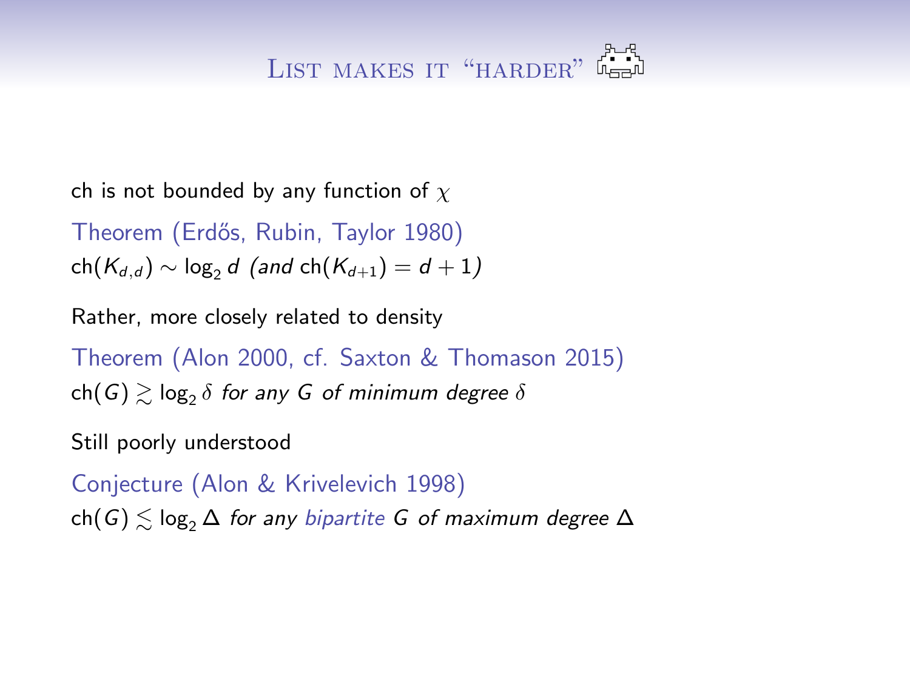# List makes it "harder"

ch is not bounded by any function of $\chi$

Theorem (Erdős, Rubin, Taylor 1980)

$\mathrm{ch}(K_{d,d}) \sim \log_2 d$ *(and* $\mathrm{ch}(K_{d+1}) = d + 1$*)*

Rather, more closely related to density

Theorem (Alon 2000, cf. Saxton & Thomason 2015)

$\mathrm{ch}(G) \gtrsim \log_2 \delta$ *for any $G$ of minimum degree $\delta$*

Still poorly understood

Conjecture (Alon & Krivelevich 1998)

$\mathrm{ch}(G) \lesssim \log_2 \Delta$ *for any bipartite $G$ of maximum degree $\Delta$*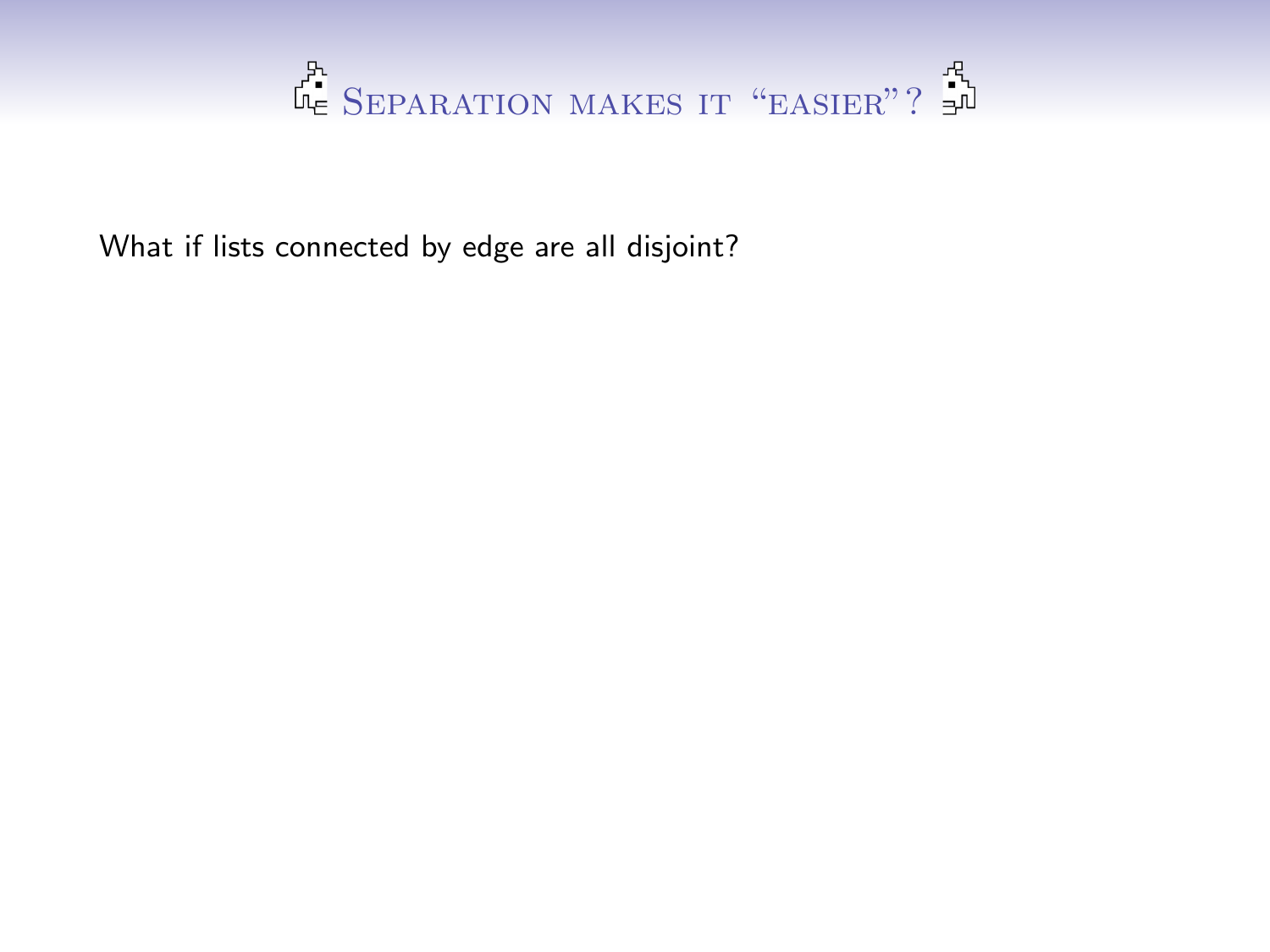# Separation makes it "easier"?

What if lists connected by edge are all disjoint?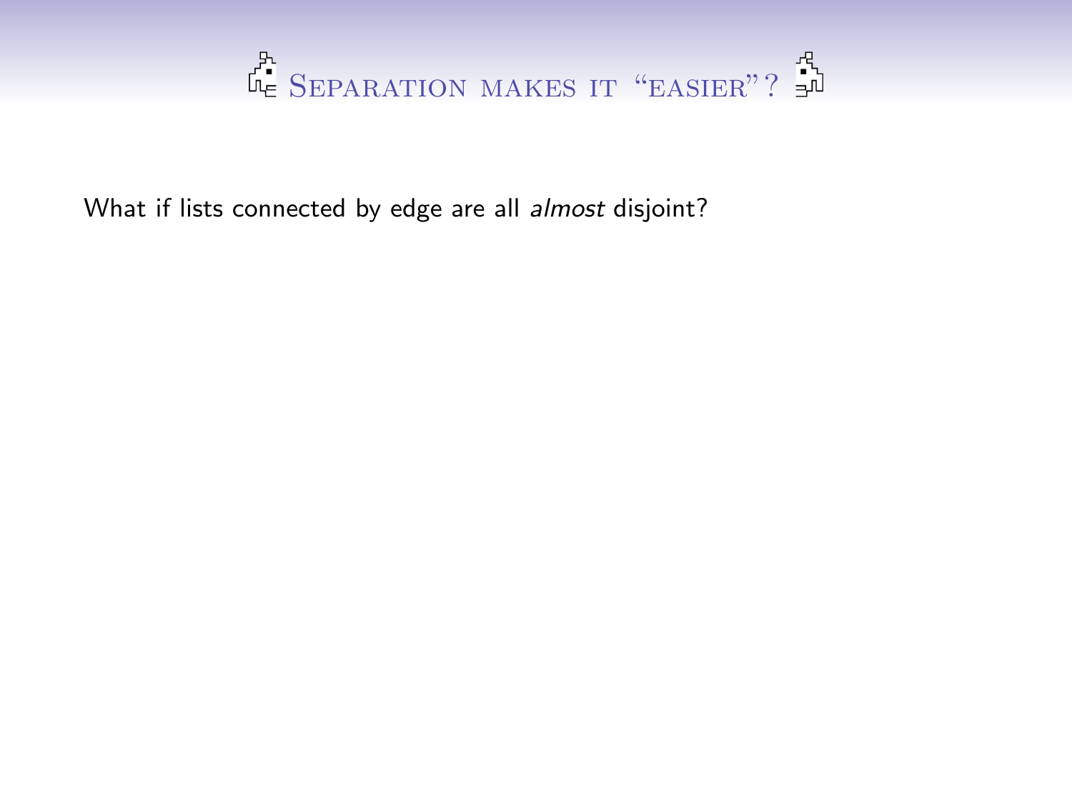# Separation makes it "easier"?

What if lists connected by edge are all *almost* disjoint?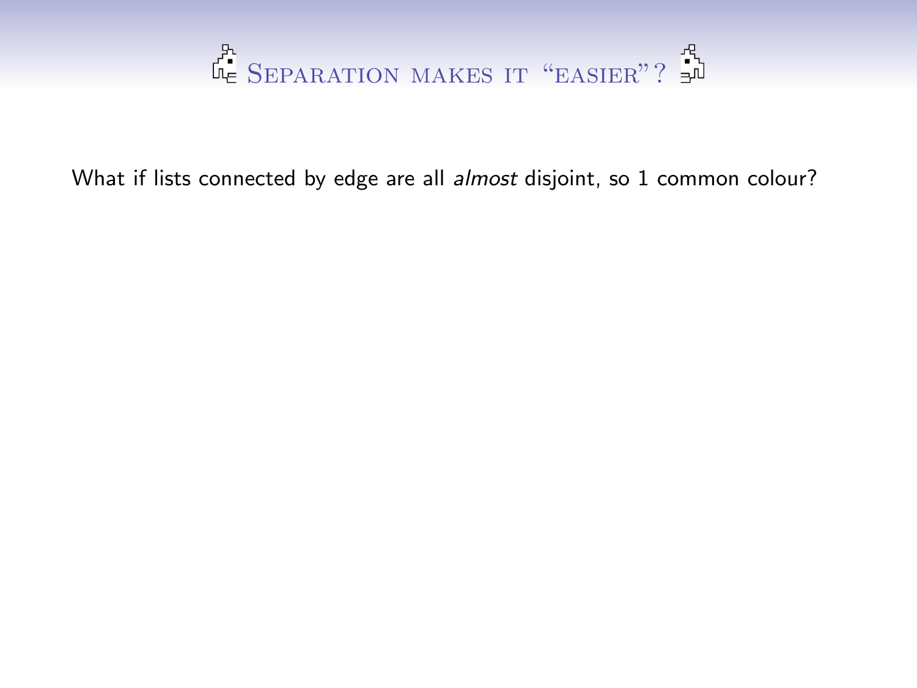# Separation makes it "easier"?

What if lists connected by edge are all *almost* disjoint, so 1 common colour?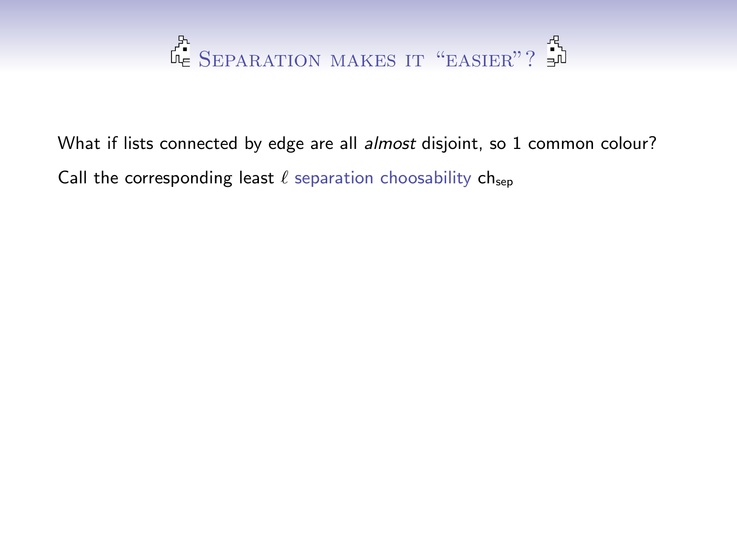# Separation makes it "easier"?

What if lists connected by edge are all *almost* disjoint, so 1 common colour?

Call the corresponding least $\ell$ separation choosability $\mathrm{ch}_{\mathrm{sep}}$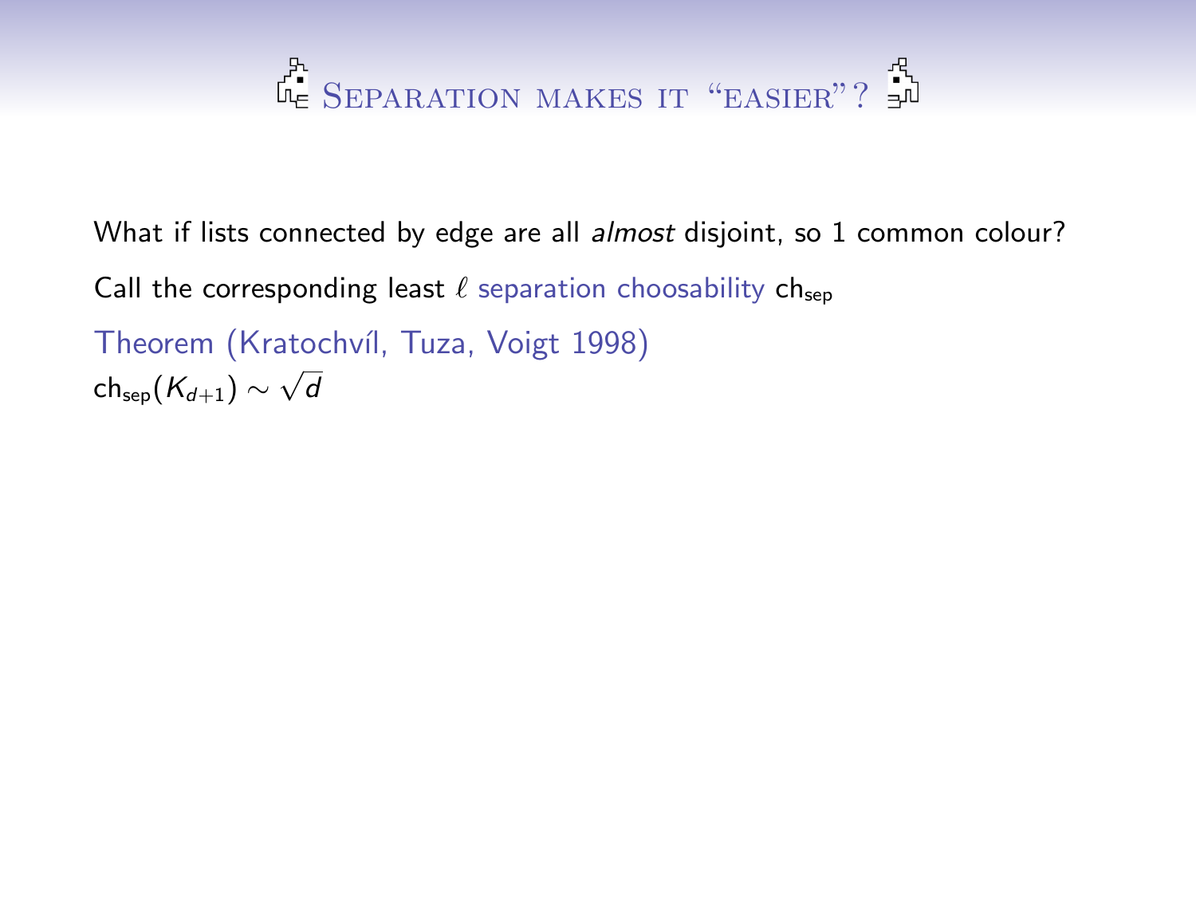# Separation makes it "easier"?

What if lists connected by edge are all *almost* disjoint, so 1 common colour?

Call the corresponding least $\ell$ separation choosability $\mathrm{ch}_{\mathrm{sep}}$

Theorem (Kratochvíl, Tuza, Voigt 1998)

$\mathrm{ch}_{\mathrm{sep}}(K_{d+1}) \sim \sqrt{d}$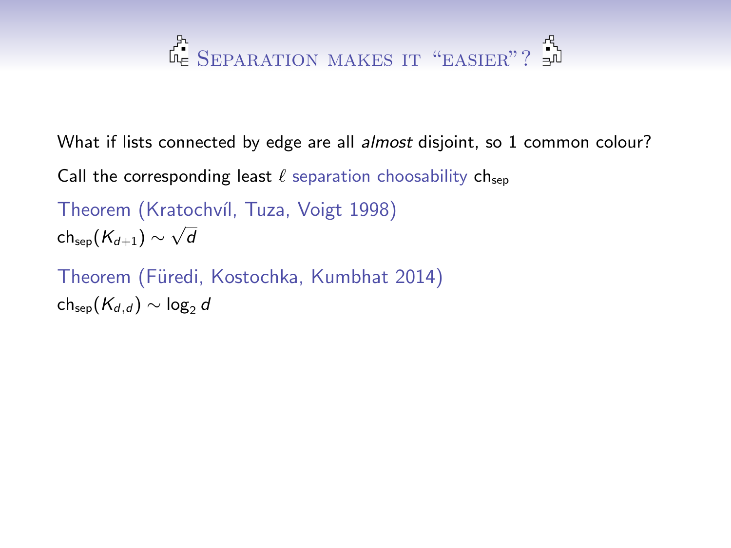# Separation makes it "easier"?

What if lists connected by edge are all *almost* disjoint, so 1 common colour?

Call the corresponding least $\ell$ separation choosability $\mathrm{ch}_{\mathrm{sep}}$

Theorem (Kratochvíl, Tuza, Voigt 1998)

$\mathrm{ch}_{\mathrm{sep}}(K_{d+1}) \sim \sqrt{d}$

Theorem (Füredi, Kostochka, Kumbhat 2014)

$\mathrm{ch}_{\mathrm{sep}}(K_{d,d}) \sim \log_2 d$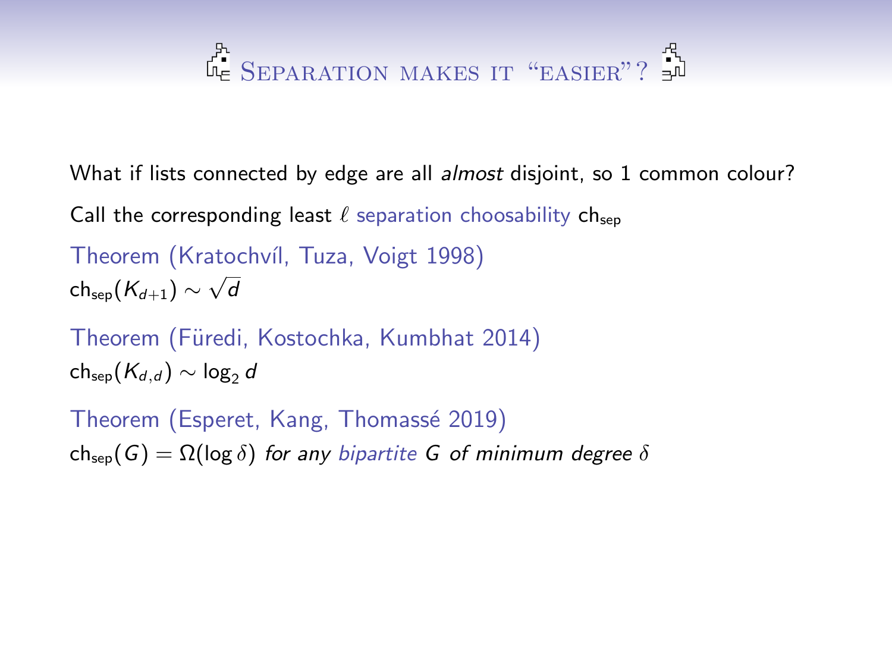# Separation makes it "easier"?

What if lists connected by edge are all *almost* disjoint, so 1 common colour?

Call the corresponding least $\ell$ separation choosability $\mathrm{ch}_{\mathrm{sep}}$

**Theorem (Kratochvíl, Tuza, Voigt 1998)**
$\mathrm{ch}_{\mathrm{sep}}(K_{d+1}) \sim \sqrt{d}$

**Theorem (Füredi, Kostochka, Kumbhat 2014)**
$\mathrm{ch}_{\mathrm{sep}}(K_{d,d}) \sim \log_2 d$

**Theorem (Esperet, Kang, Thomassé 2019)**
$\mathrm{ch}_{\mathrm{sep}}(G) = \Omega(\log \delta)$ *for any bipartite $G$ of minimum degree $\delta$*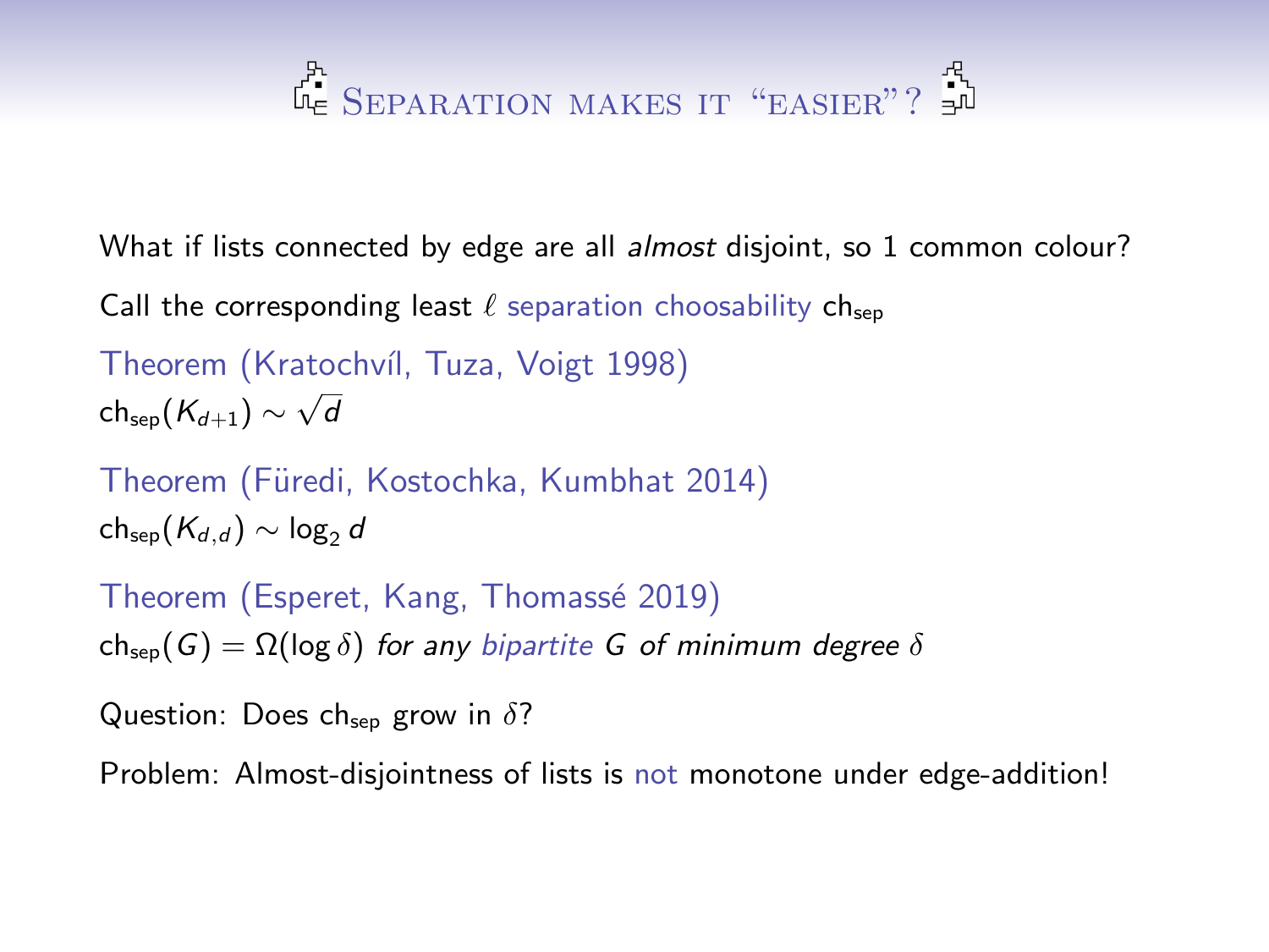# Separation makes it "easier"?

What if lists connected by edge are all *almost* disjoint, so 1 common colour?

Call the corresponding least $\ell$ separation choosability $\mathsf{ch}_{\mathsf{sep}}$

Theorem (Kratochvíl, Tuza, Voigt 1998)
$\mathsf{ch}_{\mathsf{sep}}(K_{d+1}) \sim \sqrt{d}$

Theorem (Füredi, Kostochka, Kumbhat 2014)
$\mathsf{ch}_{\mathsf{sep}}(K_{d,d}) \sim \log_2 d$

Theorem (Esperet, Kang, Thomassé 2019)
$\mathsf{ch}_{\mathsf{sep}}(G) = \Omega(\log \delta)$ *for any bipartite $G$ of minimum degree $\delta$*

Question: Does $\mathsf{ch}_{\mathsf{sep}}$ grow in $\delta$?

Problem: Almost-disjointness of lists is not monotone under edge-addition!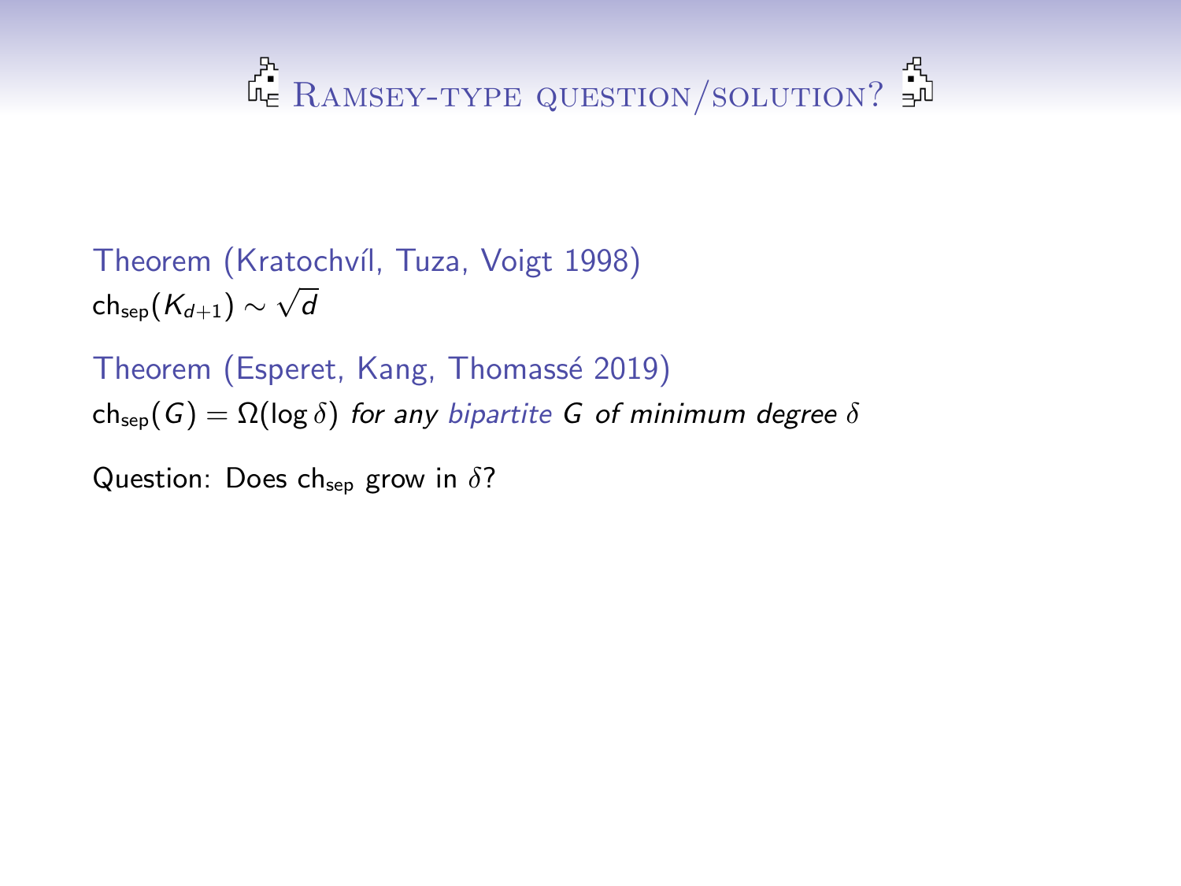# Ramsey-type question/solution?

**Theorem (Kratochvíl, Tuza, Voigt 1998)**

$\mathrm{ch}_{\mathrm{sep}}(K_{d+1}) \sim \sqrt{d}$

**Theorem (Esperet, Kang, Thomassé 2019)**

$\mathrm{ch}_{\mathrm{sep}}(G) = \Omega(\log \delta)$ *for any bipartite $G$ of minimum degree $\delta$*

Question: Does $\mathrm{ch}_{\mathrm{sep}}$ grow in $\delta$?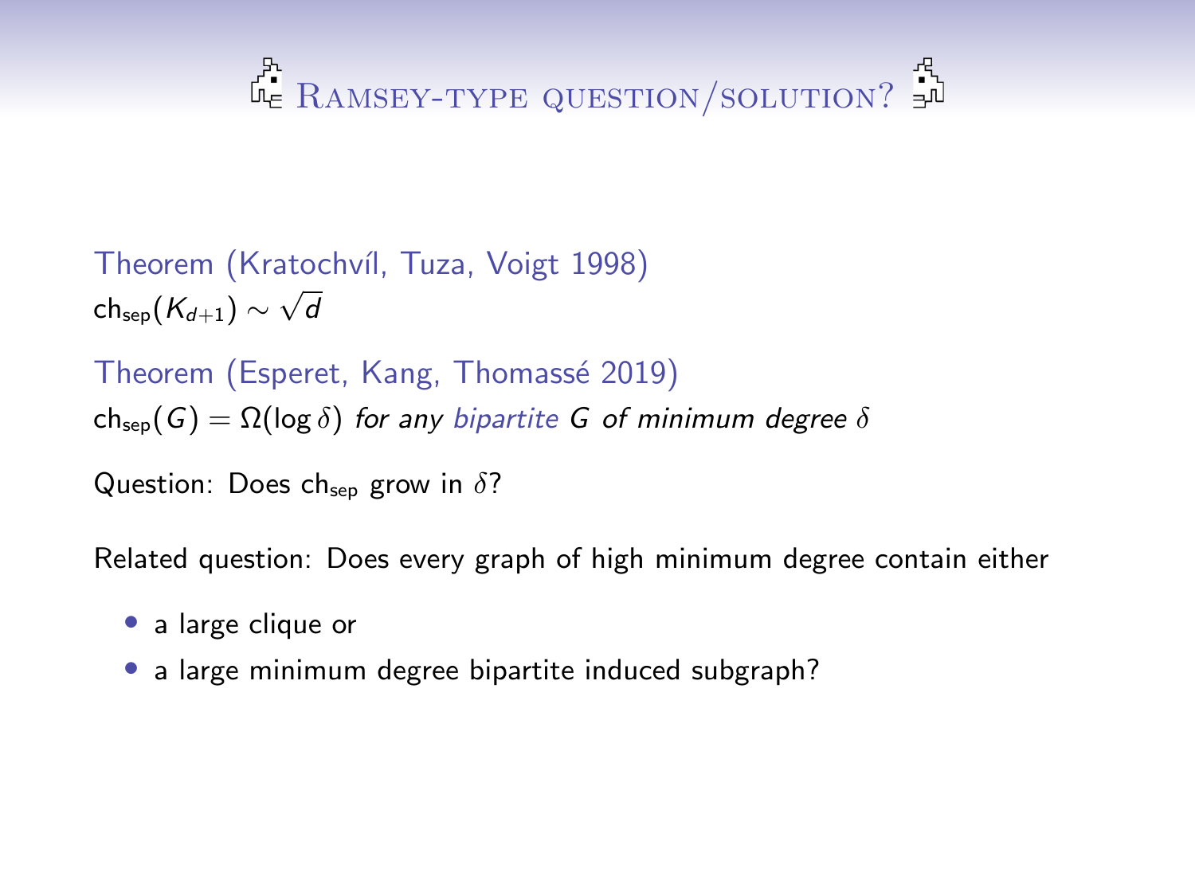# Ramsey-type question/solution?

Theorem (Kratochvíl, Tuza, Voigt 1998)
$\mathrm{ch}_{\mathrm{sep}}(K_{d+1}) \sim \sqrt{d}$

Theorem (Esperet, Kang, Thomassé 2019)
$\mathrm{ch}_{\mathrm{sep}}(G) = \Omega(\log \delta)$ *for any bipartite $G$ of minimum degree $\delta$*

Question: Does $\mathrm{ch}_{\mathrm{sep}}$ grow in $\delta$?

Related question: Does every graph of high minimum degree contain either

- a large clique or
- a large minimum degree bipartite induced subgraph?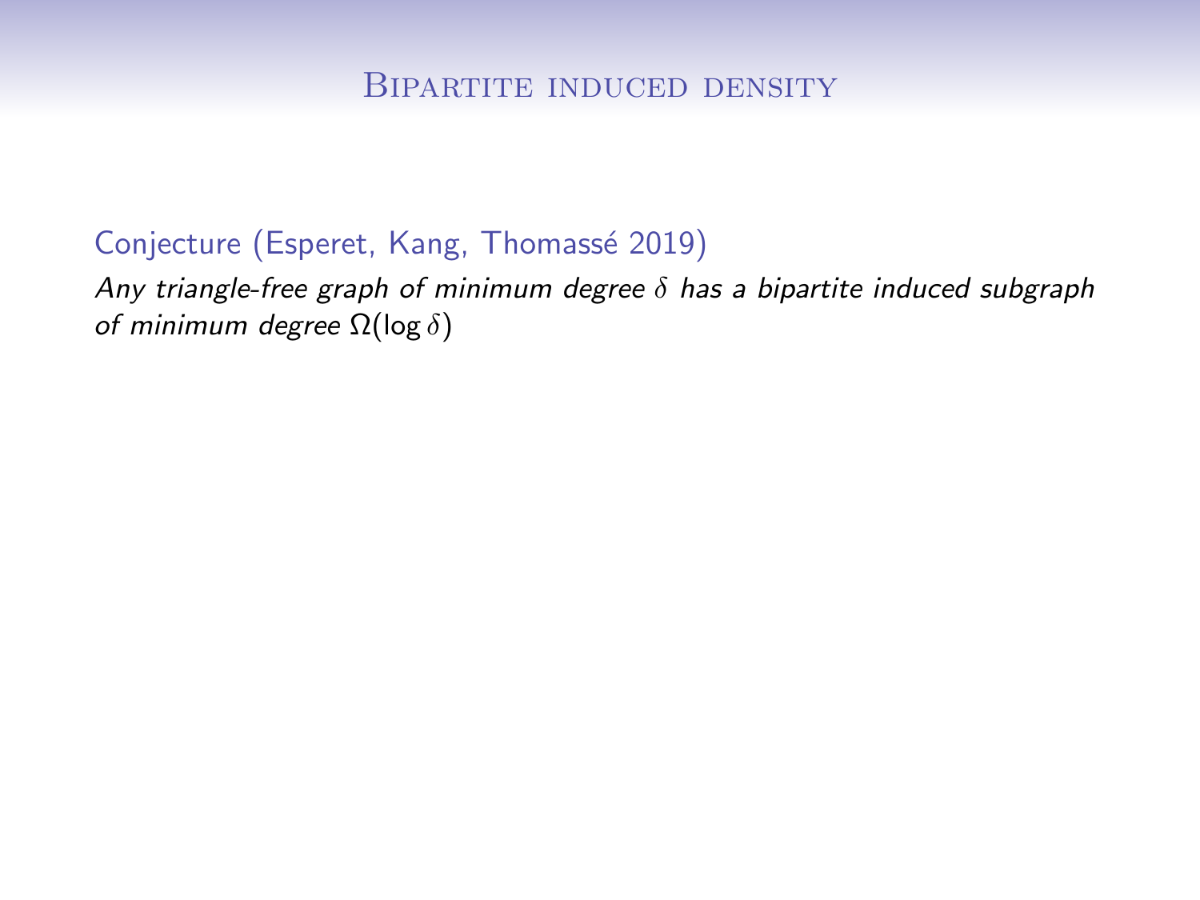# Bipartite induced density

Conjecture (Esperet, Kang, Thomassé 2019)

*Any triangle-free graph of minimum degree $\delta$ has a bipartite induced subgraph of minimum degree $\Omega(\log \delta)$*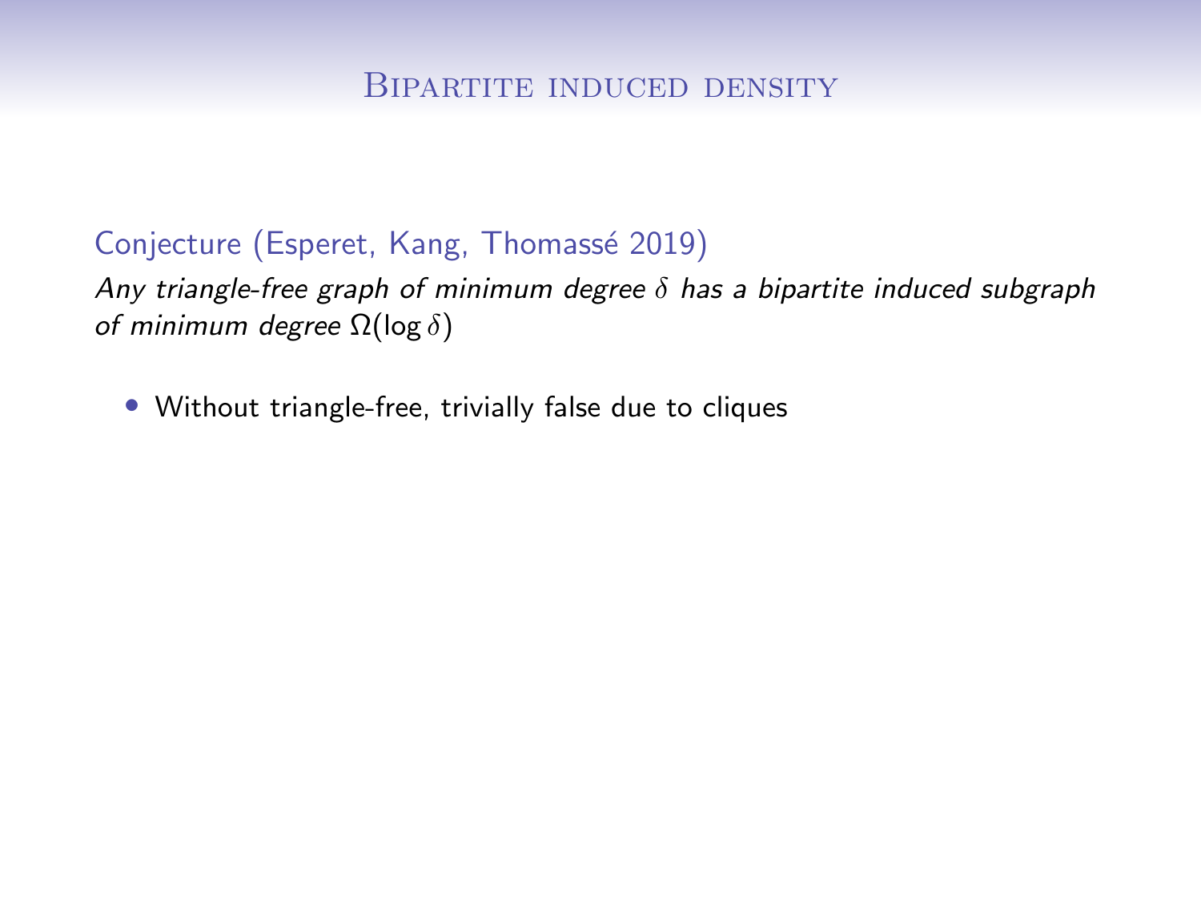## Bipartite induced density

Conjecture (Esperet, Kang, Thomassé 2019)

*Any triangle-free graph of minimum degree $\delta$ has a bipartite induced subgraph of minimum degree $\Omega(\log \delta)$*

- Without triangle-free, trivially false due to cliques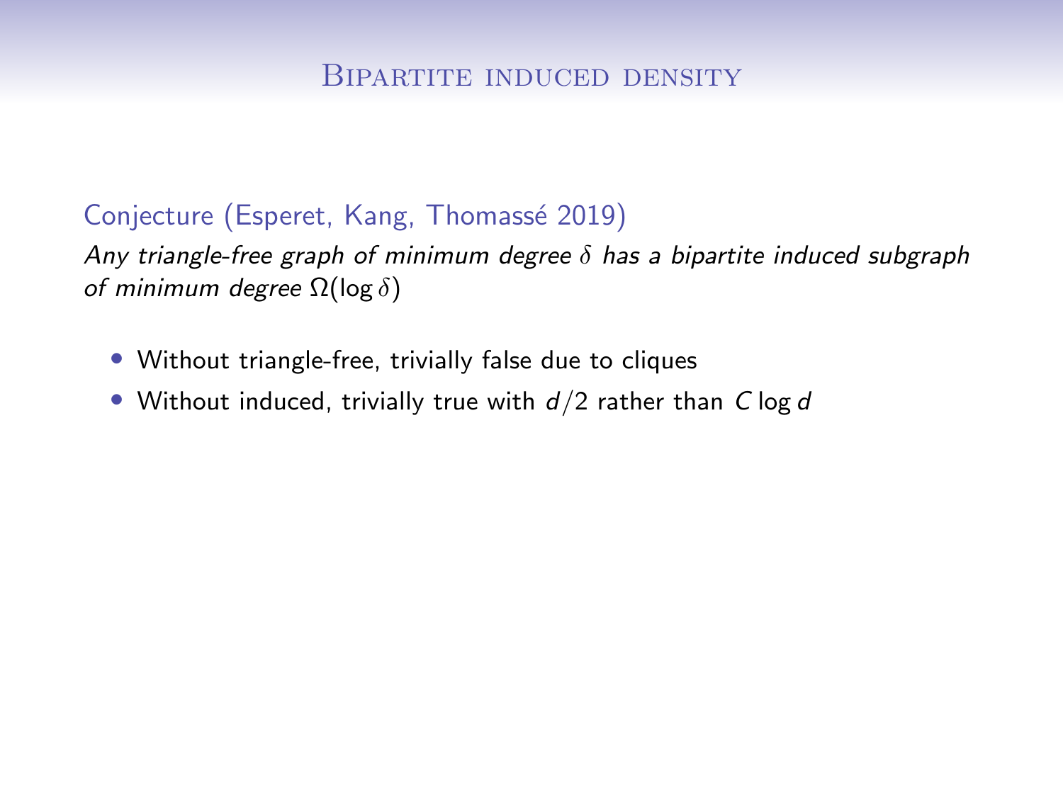## Bipartite induced density

Conjecture (Esperet, Kang, Thomassé 2019)

*Any triangle-free graph of minimum degree $\delta$ has a bipartite induced subgraph of minimum degree $\Omega(\log \delta)$*

- Without triangle-free, trivially false due to cliques
- Without induced, trivially true with $d/2$ rather than $C \log d$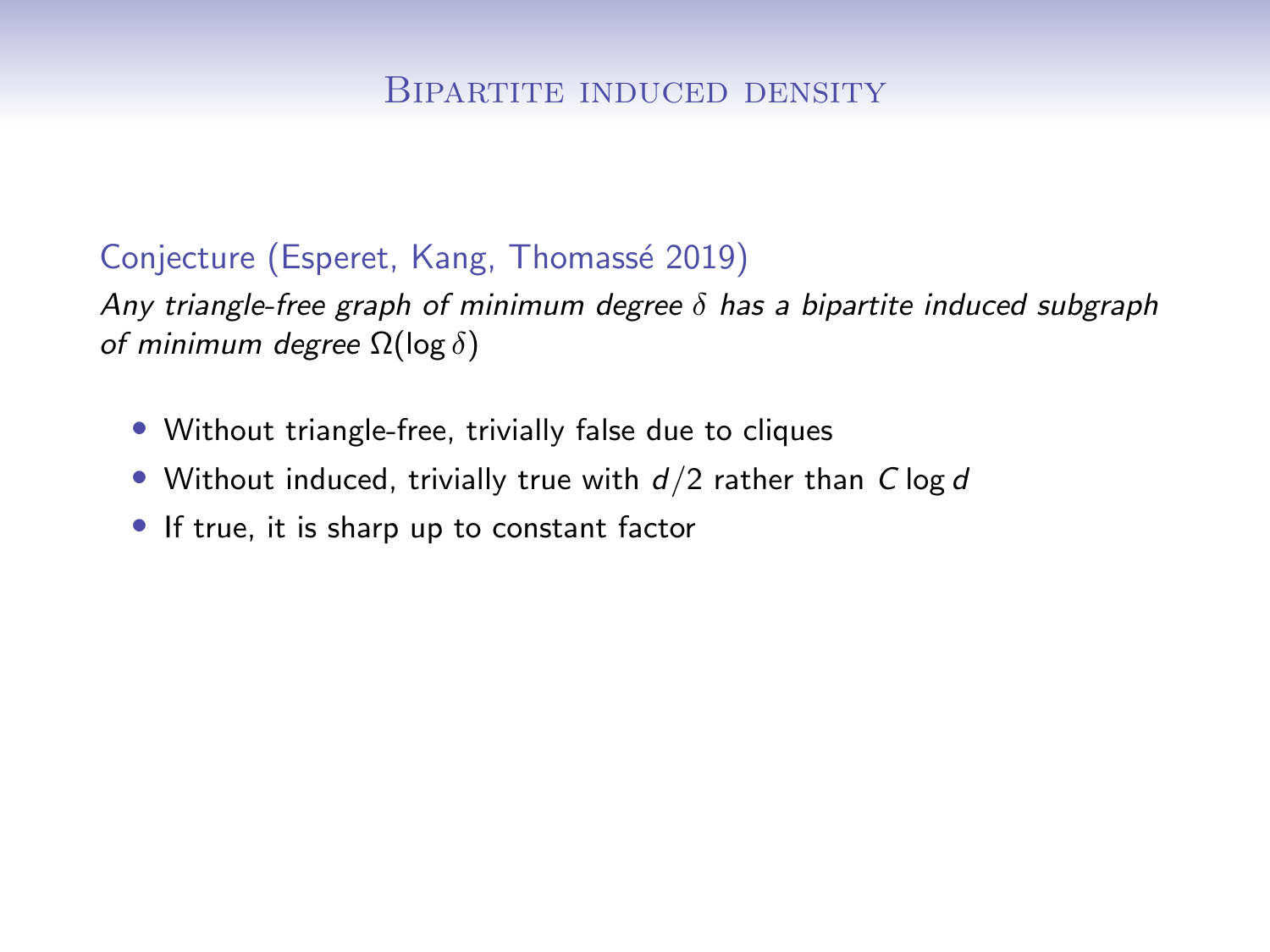# Bipartite induced density

Conjecture (Esperet, Kang, Thomassé 2019)

*Any triangle-free graph of minimum degree $\delta$ has a bipartite induced subgraph of minimum degree $\Omega(\log \delta)$*

- Without triangle-free, trivially false due to cliques
- Without induced, trivially true with $d/2$ rather than $C \log d$
- If true, it is sharp up to constant factor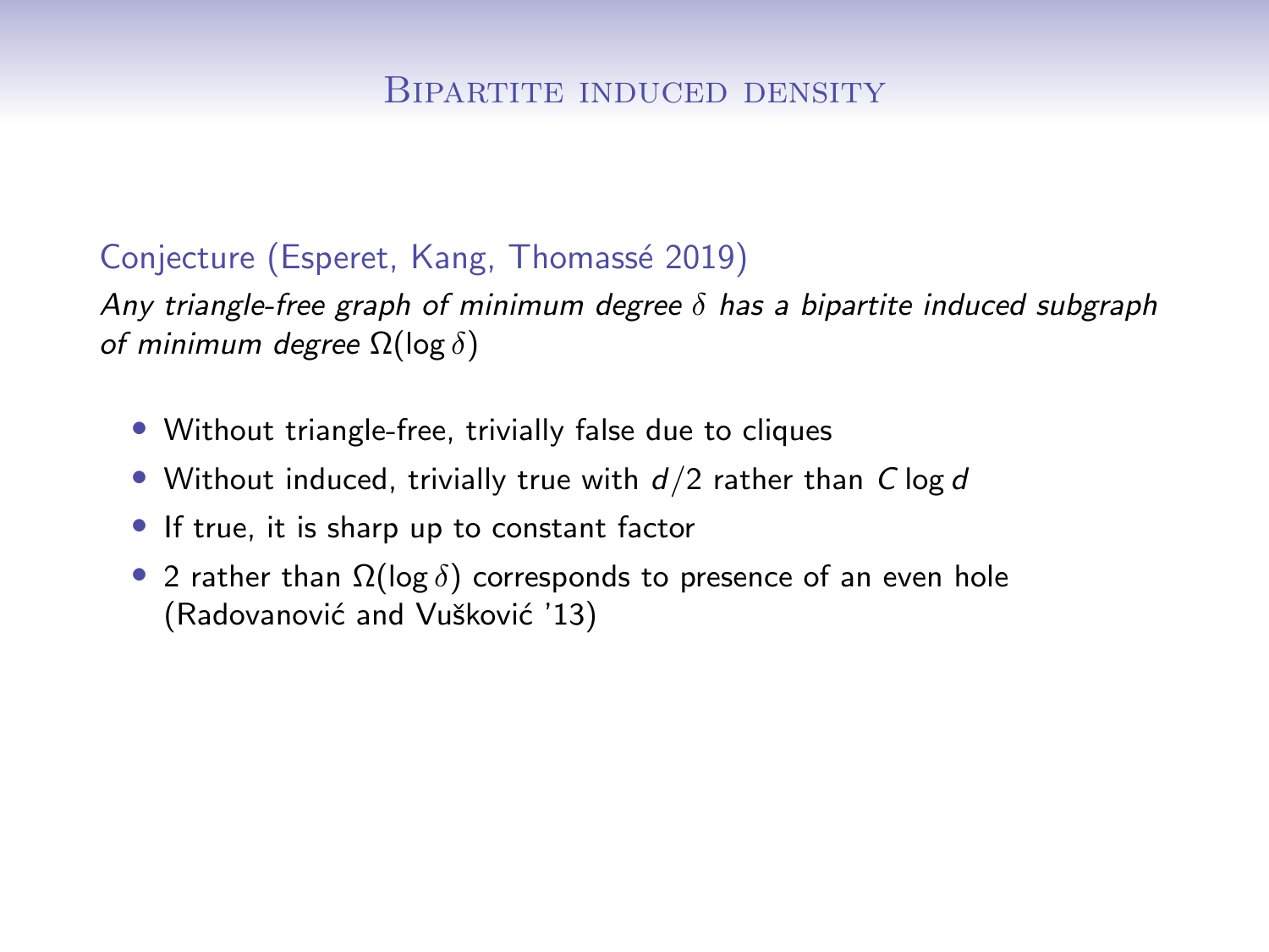# Bipartite induced density

Conjecture (Esperet, Kang, Thomassé 2019)

*Any triangle-free graph of minimum degree $\delta$ has a bipartite induced subgraph of minimum degree $\Omega(\log \delta)$*

- Without triangle-free, trivially false due to cliques
- Without induced, trivially true with $d/2$ rather than $C \log d$
- If true, it is sharp up to constant factor
- 2 rather than $\Omega(\log \delta)$ corresponds to presence of an even hole (Radovanović and Vušković '13)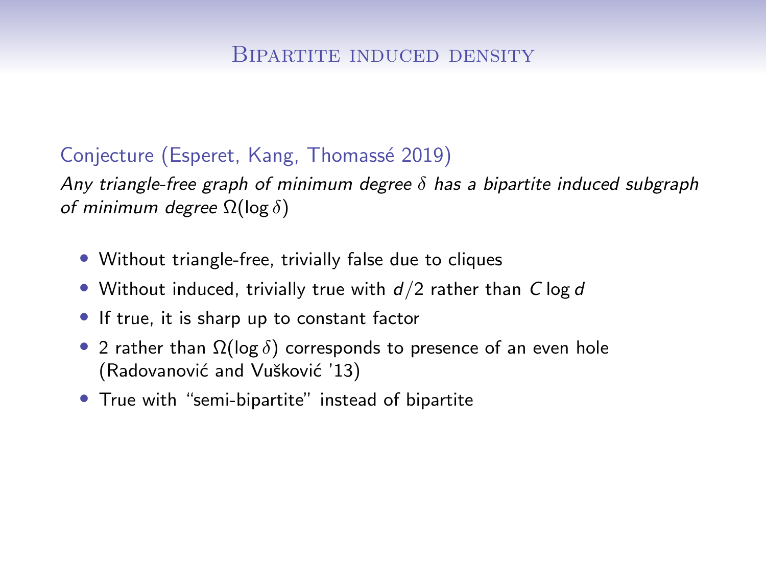# Bipartite induced density

**Conjecture (Esperet, Kang, Thomassé 2019)**

*Any triangle-free graph of minimum degree $\delta$ has a bipartite induced subgraph of minimum degree $\Omega(\log \delta)$*

- Without triangle-free, trivially false due to cliques
- Without induced, trivially true with $d/2$ rather than $C \log d$
- If true, it is sharp up to constant factor
- 2 rather than $\Omega(\log \delta)$ corresponds to presence of an even hole (Radovanović and Vušković '13)
- True with "semi-bipartite" instead of bipartite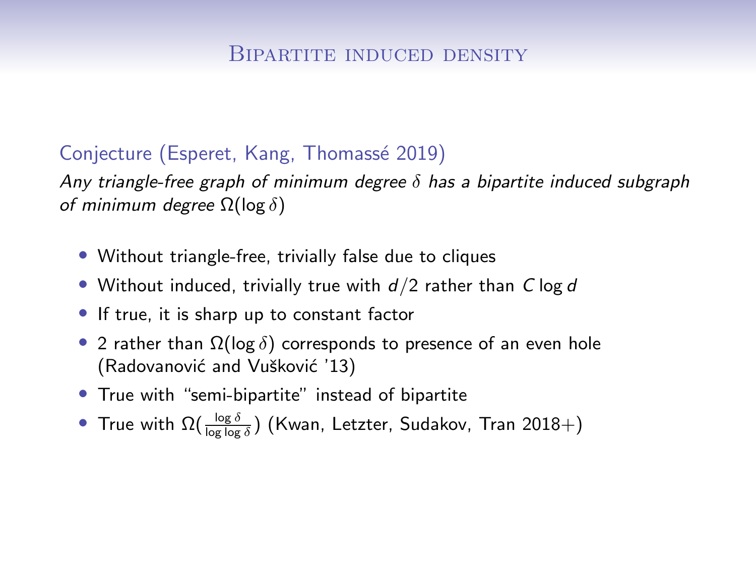# Bipartite induced density

Conjecture (Esperet, Kang, Thomassé 2019)

*Any triangle-free graph of minimum degree $\delta$ has a bipartite induced subgraph of minimum degree $\Omega(\log \delta)$*

- Without triangle-free, trivially false due to cliques
- Without induced, trivially true with $d/2$ rather than $C \log d$
- If true, it is sharp up to constant factor
- 2 rather than $\Omega(\log \delta)$ corresponds to presence of an even hole (Radovanović and Vušković '13)
- True with "semi-bipartite" instead of bipartite
- True with $\Omega(\frac{\log \delta}{\log \log \delta})$ (Kwan, Letzter, Sudakov, Tran 2018+)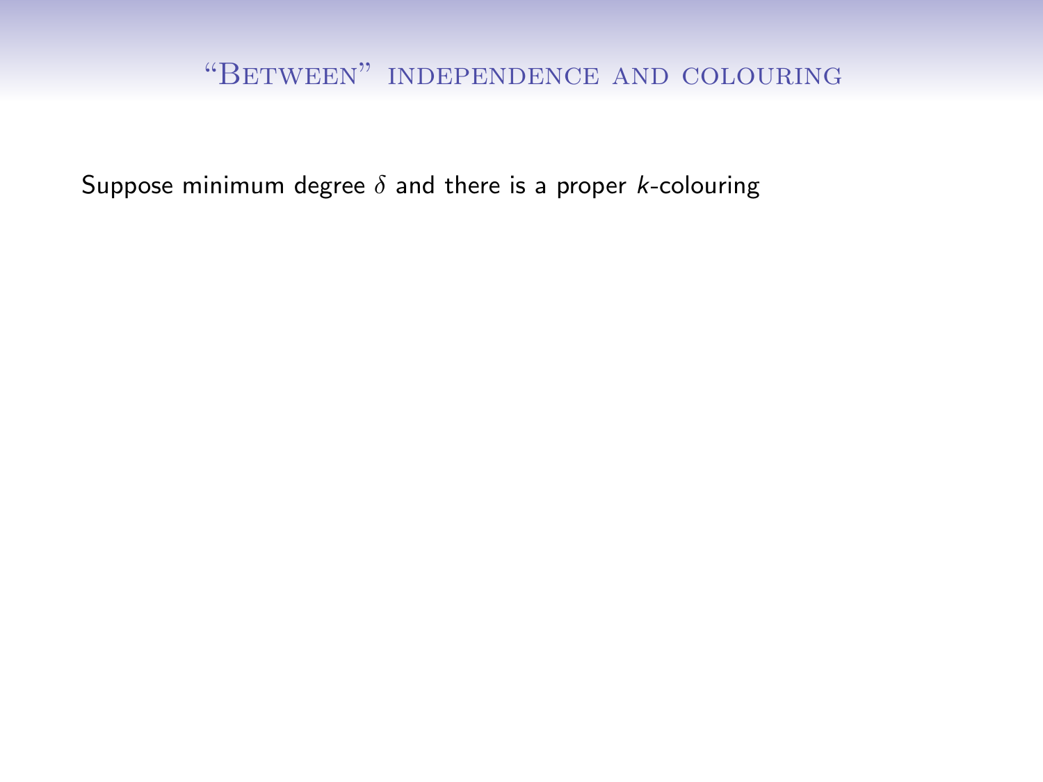# "Between" independence and colouring

Suppose minimum degree $\delta$ and there is a proper $k$-colouring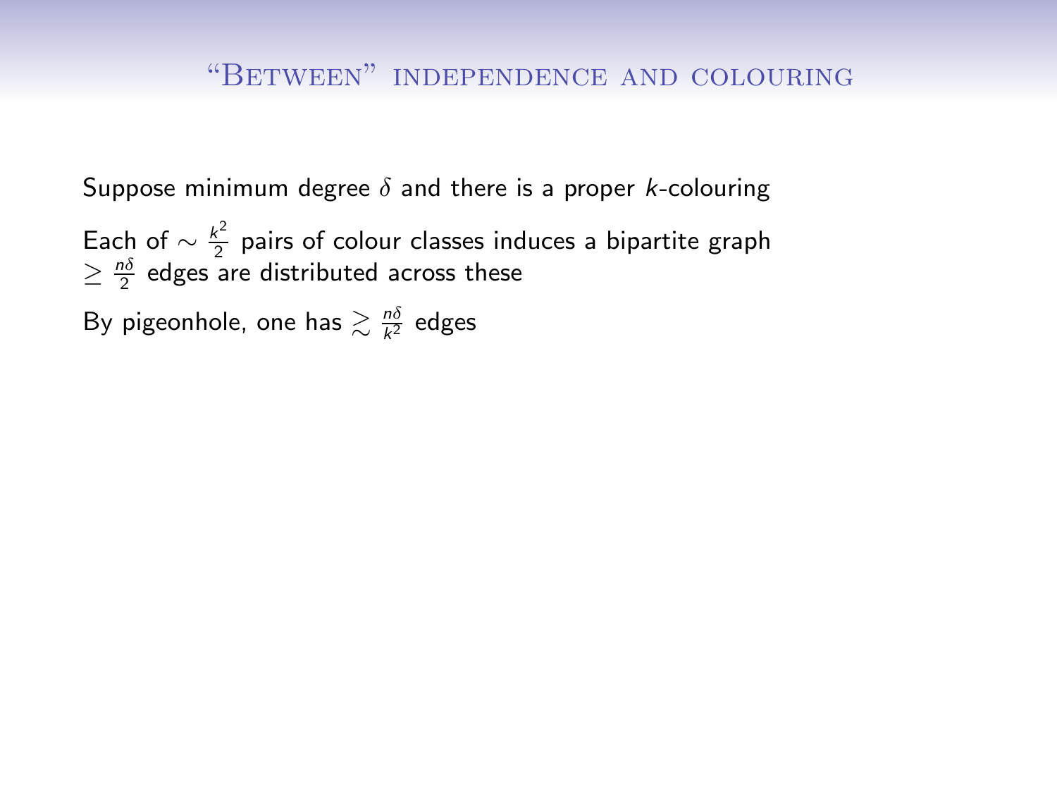## “Between” independence and colouring

Suppose minimum degree $\delta$ and there is a proper $k$-colouring

Each of $\sim \frac{k^2}{2}$ pairs of colour classes induces a bipartite graph
$\geq \frac{n\delta}{2}$ edges are distributed across these

By pigeonhole, one has $\gtrsim \frac{n\delta}{k^2}$ edges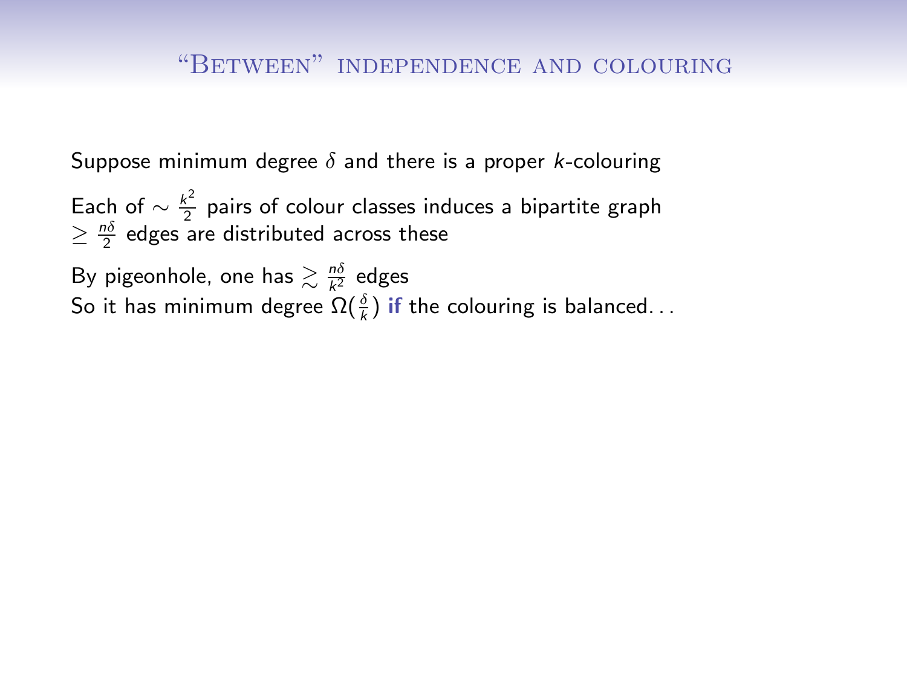## "Between" independence and colouring

Suppose minimum degree $\delta$ and there is a proper $k$-colouring

Each of $\sim \frac{k^2}{2}$ pairs of colour classes induces a bipartite graph
$\geq \frac{n\delta}{2}$ edges are distributed across these

By pigeonhole, one has $\gtrsim \frac{n\delta}{k^2}$ edges
So it has minimum degree $\Omega(\frac{\delta}{k})$ **if** the colouring is balanced. . .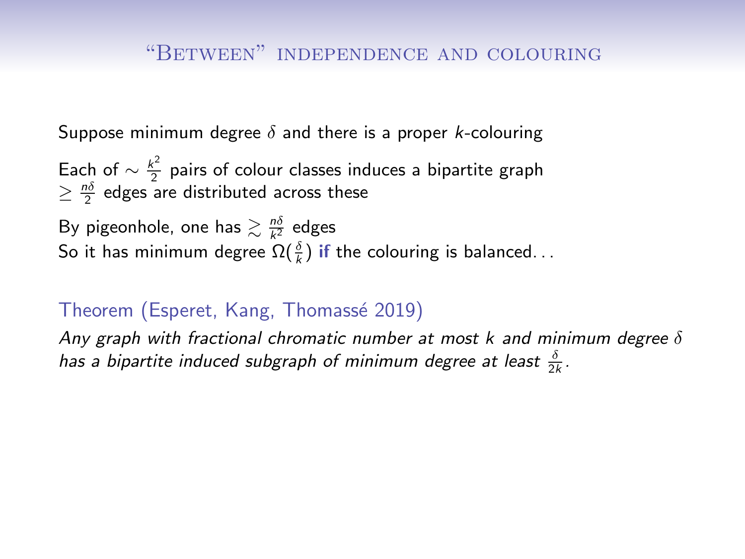## "Between" independence and colouring

Suppose minimum degree $\delta$ and there is a proper $k$-colouring

Each of $\sim \frac{k^2}{2}$ pairs of colour classes induces a bipartite graph
$\geq \frac{n\delta}{2}$ edges are distributed across these

By pigeonhole, one has $\gtrsim \frac{n\delta}{k^2}$ edges
So it has minimum degree $\Omega(\frac{\delta}{k})$ **if** the colouring is balanced. . .

**Theorem (Esperet, Kang, Thomassé 2019)**

*Any graph with fractional chromatic number at most $k$ and minimum degree $\delta$ has a bipartite induced subgraph of minimum degree at least $\frac{\delta}{2k}$.*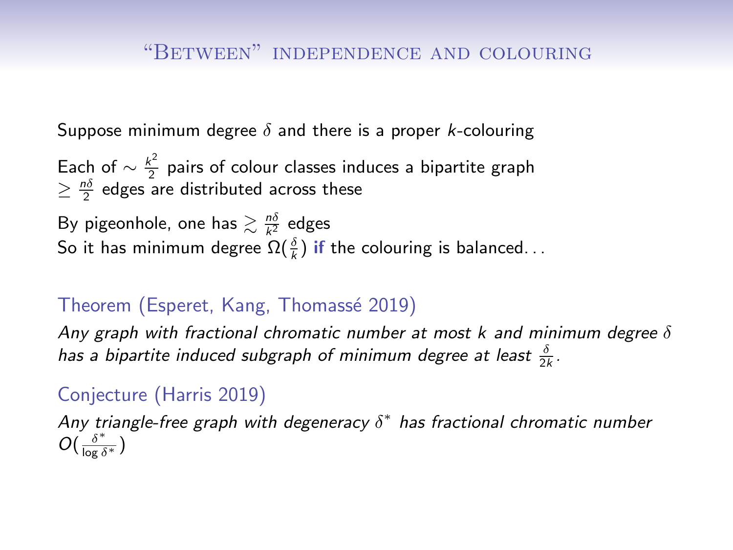## “Between” independence and colouring

Suppose minimum degree $\delta$ and there is a proper $k$-colouring

Each of $\sim \frac{k^2}{2}$ pairs of colour classes induces a bipartite graph
$\geq \frac{n\delta}{2}$ edges are distributed across these

By pigeonhole, one has $\gtrsim \frac{n\delta}{k^2}$ edges
So it has minimum degree $\Omega(\frac{\delta}{k})$ **if** the colouring is balanced...

### Theorem (Esperet, Kang, Thomassé 2019)

*Any graph with fractional chromatic number at most $k$ and minimum degree $\delta$ has a bipartite induced subgraph of minimum degree at least $\frac{\delta}{2k}$.*

### Conjecture (Harris 2019)

*Any triangle-free graph with degeneracy $\delta^*$ has fractional chromatic number $O(\frac{\delta^*}{\log \delta^*})$*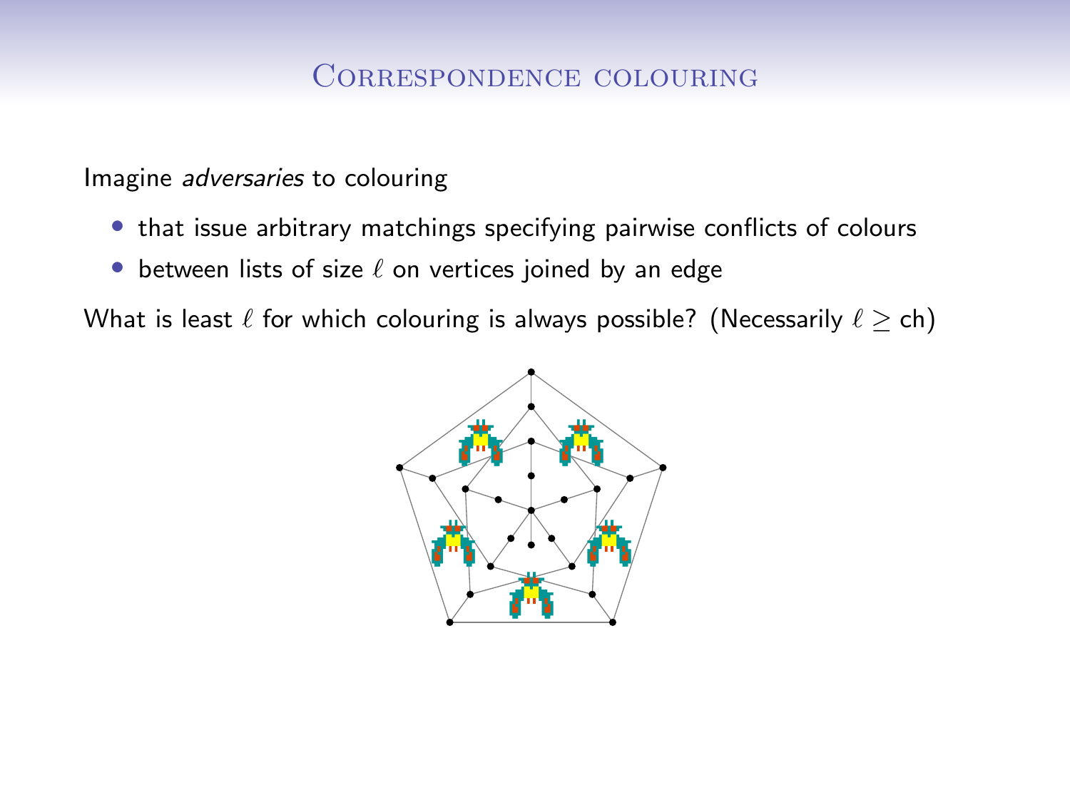# Correspondence colouring

Imagine *adversaries* to colouring

- that issue arbitrary matchings specifying pairwise conflicts of colours
- between lists of size $\ell$ on vertices joined by an edge

What is least $\ell$ for which colouring is always possible? (Necessarily $\ell \geq \text{ch}$)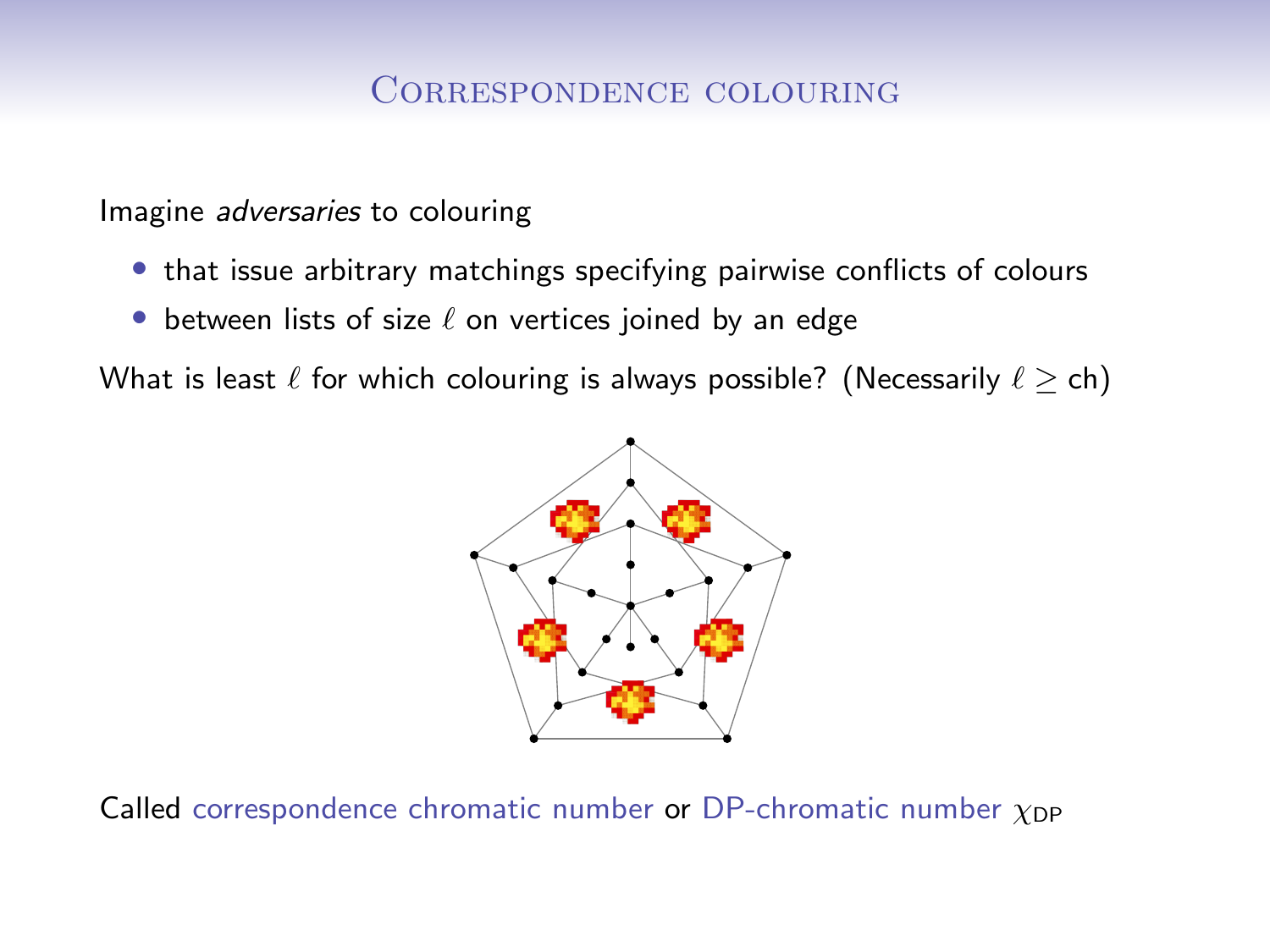# Correspondence colouring

Imagine *adversaries* to colouring

- that issue arbitrary matchings specifying pairwise conflicts of colours
- between lists of size $\ell$ on vertices joined by an edge

What is least $\ell$ for which colouring is always possible? (Necessarily $\ell \geq \text{ch}$)

Called correspondence chromatic number or DP-chromatic number $\chi_{\mathsf{DP}}$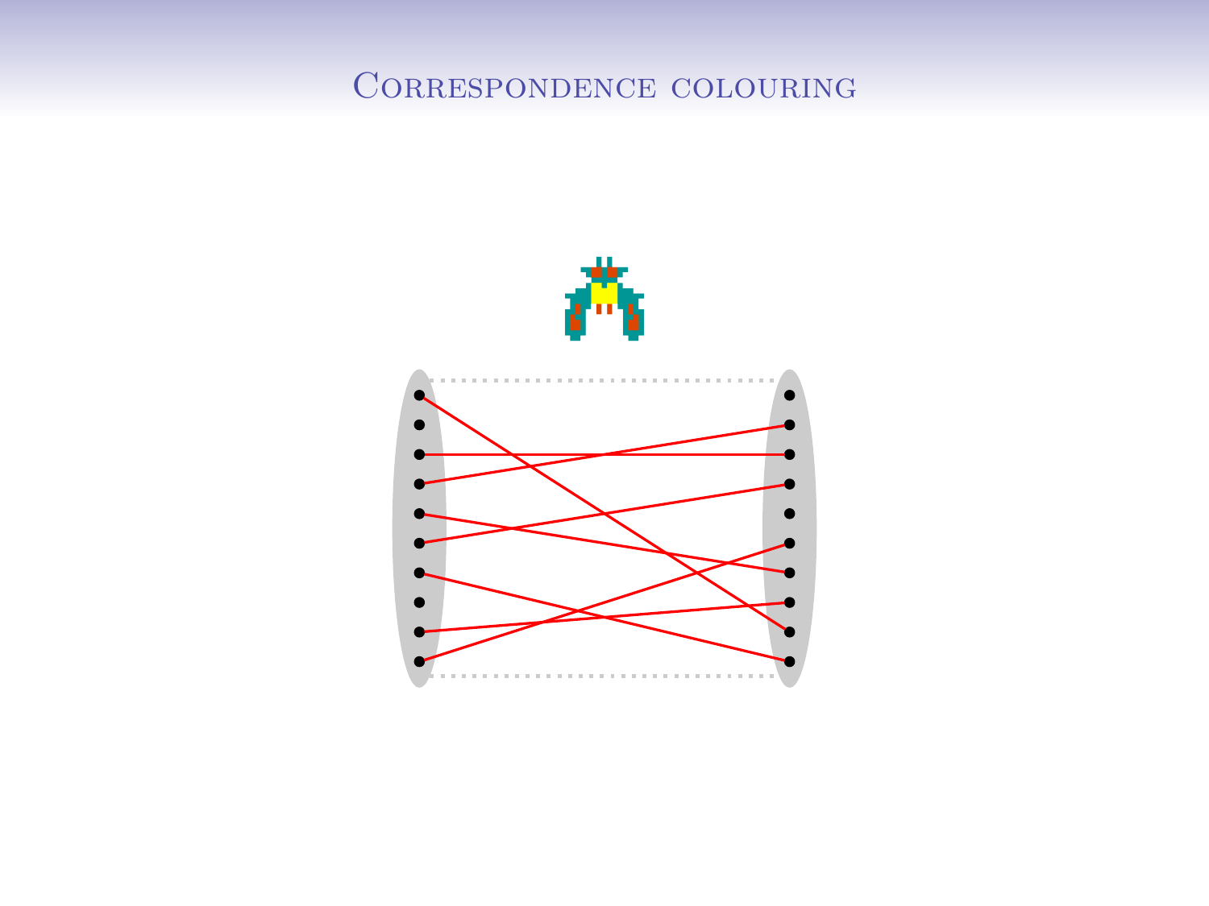# Correspondence colouring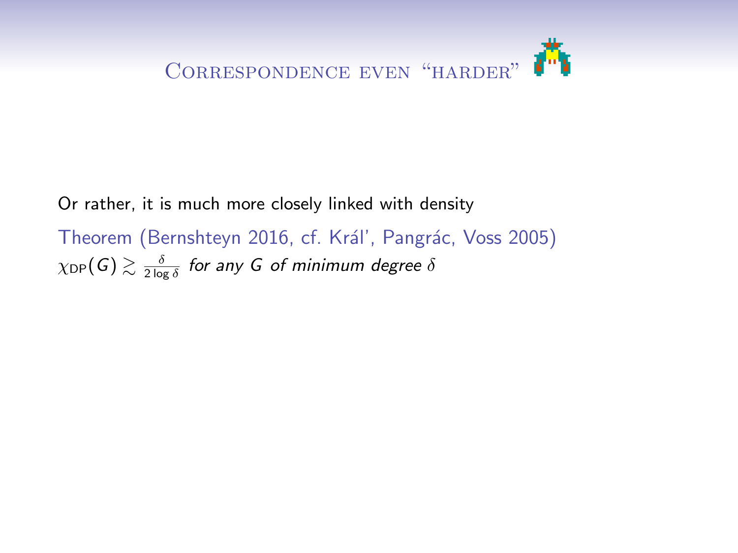## Correspondence even "harder"

Or rather, it is much more closely linked with density

Theorem (Bernshteyn 2016, cf. Král', Pangrác, Voss 2005)

$\chi_{\mathsf{DP}}(G) \gtrsim \frac{\delta}{2\log\delta}$ *for any $G$ of minimum degree $\delta$*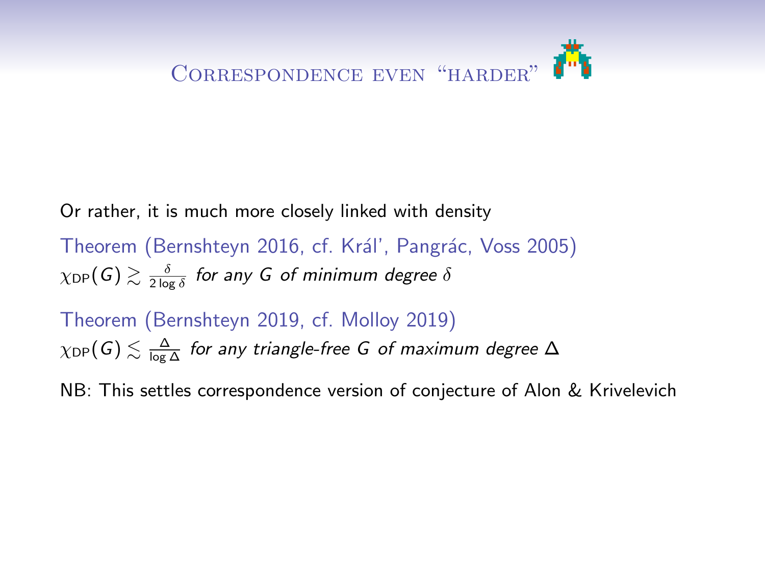## Correspondence even "harder"

Or rather, it is much more closely linked with density

**Theorem (Bernshteyn 2016, cf. Král', Pangrác, Voss 2005)**
*$\chi_{\mathrm{DP}}(G) \gtrsim \frac{\delta}{2\log\delta}$ for any $G$ of minimum degree $\delta$*

**Theorem (Bernshteyn 2019, cf. Molloy 2019)**
*$\chi_{\mathrm{DP}}(G) \lesssim \frac{\Delta}{\log\Delta}$ for any triangle-free $G$ of maximum degree $\Delta$*

NB: This settles correspondence version of conjecture of Alon & Krivelevich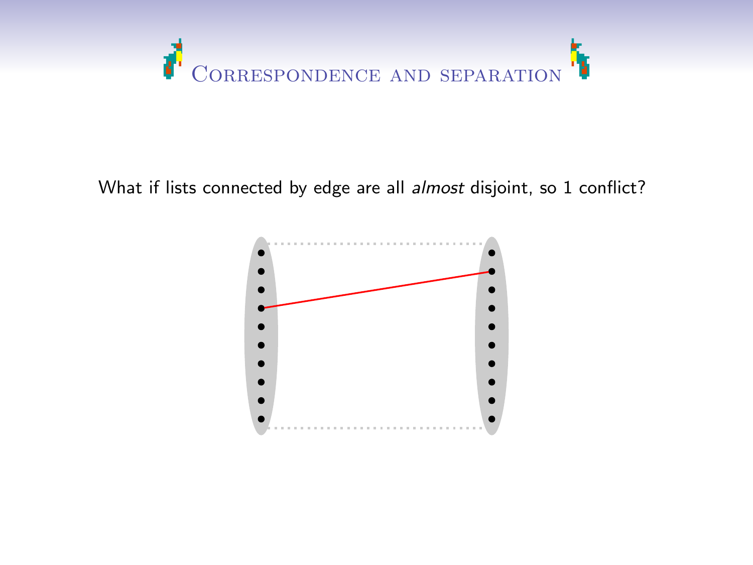# Correspondence and separation

What if lists connected by edge are all *almost* disjoint, so 1 conflict?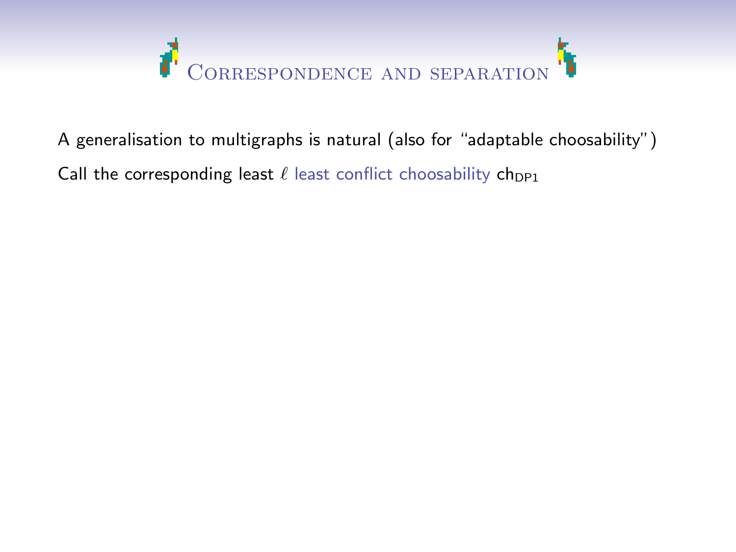# Correspondence and separation

A generalisation to multigraphs is natural (also for "adaptable choosability")

Call the corresponding least $\ell$ least conflict choosability $\mathrm{ch}_{\mathrm{DP1}}$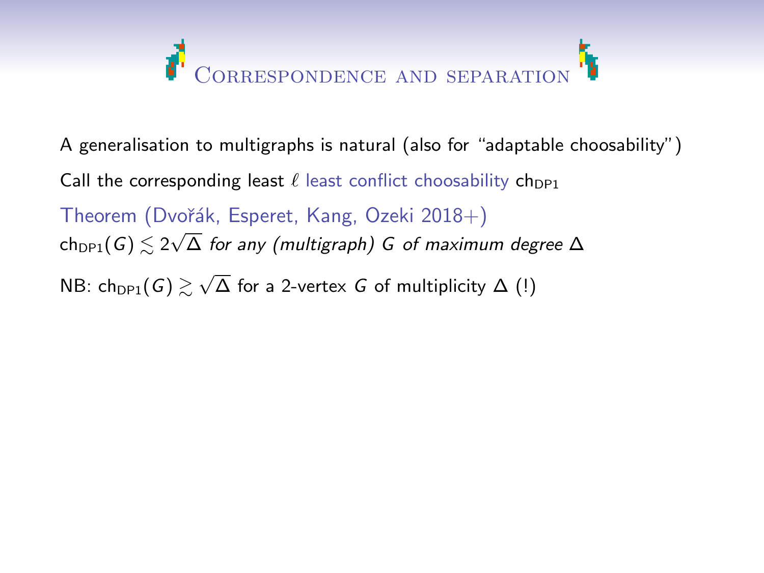# Correspondence and separation

A generalisation to multigraphs is natural (also for "adaptable choosability")

Call the corresponding least $\ell$ least conflict choosability $\mathrm{ch}_{\mathrm{DP1}}$

Theorem (Dvořák, Esperet, Kang, Ozeki 2018+)
$\mathrm{ch}_{\mathrm{DP1}}(G) \lesssim 2\sqrt{\Delta}$ *for any (multigraph) $G$ of maximum degree $\Delta$*

NB: $\mathrm{ch}_{\mathrm{DP1}}(G) \gtrsim \sqrt{\Delta}$ for a 2-vertex $G$ of multiplicity $\Delta$ (!)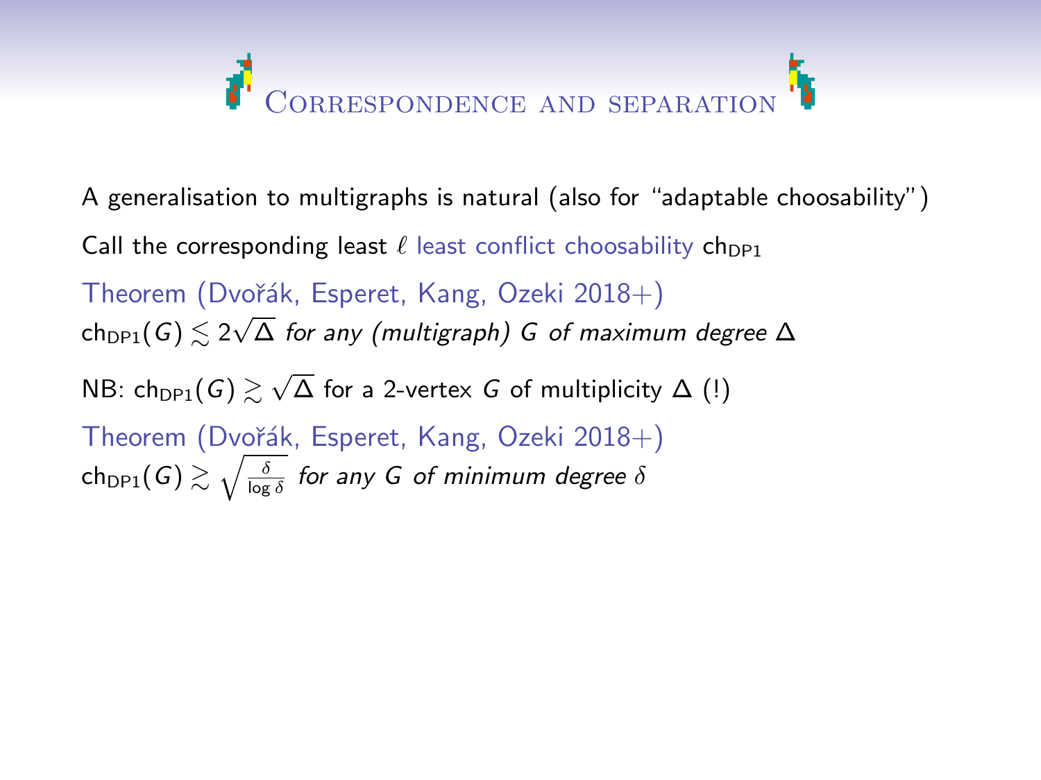# Correspondence and separation

A generalisation to multigraphs is natural (also for "adaptable choosability")

Call the corresponding least $\ell$ least conflict choosability $\mathrm{ch}_{\mathrm{DP1}}$

Theorem (Dvořák, Esperet, Kang, Ozeki 2018+)
$\mathrm{ch}_{\mathrm{DP1}}(G) \lesssim 2\sqrt{\Delta}$ *for any (multigraph) $G$ of maximum degree $\Delta$*

NB: $\mathrm{ch}_{\mathrm{DP1}}(G) \gtrsim \sqrt{\Delta}$ for a 2-vertex $G$ of multiplicity $\Delta$ (!)

Theorem (Dvořák, Esperet, Kang, Ozeki 2018+)
$\mathrm{ch}_{\mathrm{DP1}}(G) \gtrsim \sqrt{\frac{\delta}{\log \delta}}$ *for any $G$ of minimum degree $\delta$*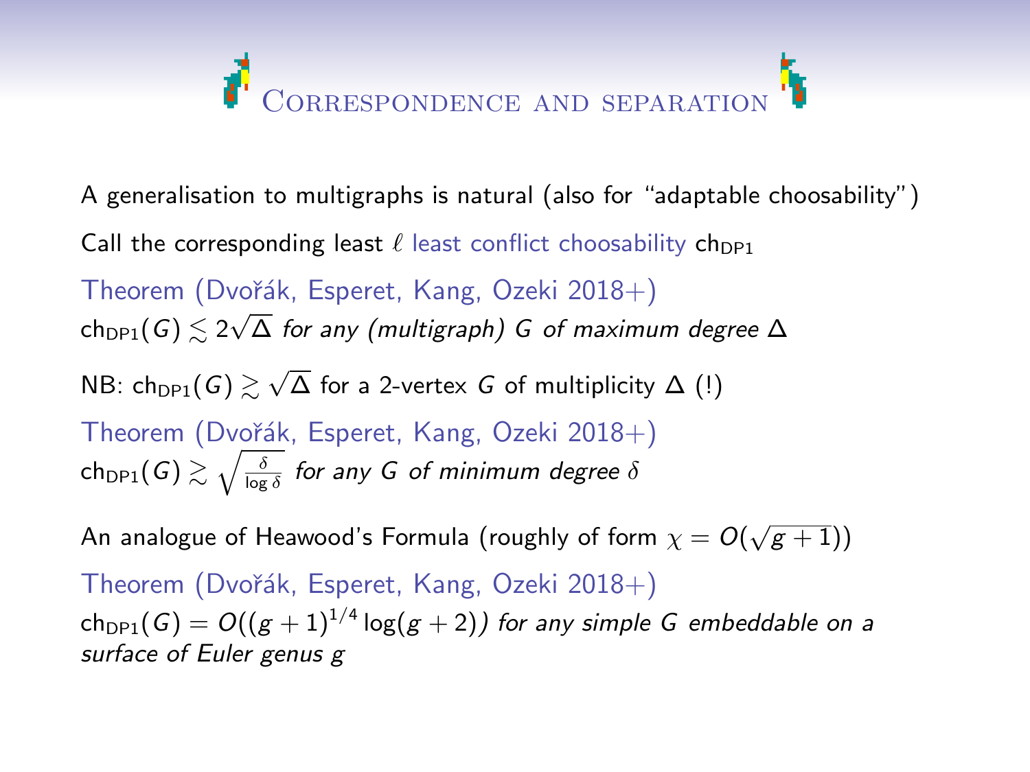# Correspondence and separation

A generalisation to multigraphs is natural (also for "adaptable choosability")

Call the corresponding least $\ell$ least conflict choosability $\mathsf{ch}_{\mathsf{DP1}}$

Theorem (Dvořák, Esperet, Kang, Ozeki 2018+)
*$\mathsf{ch}_{\mathsf{DP1}}(G) \lesssim 2\sqrt{\Delta}$ for any (multigraph) $G$ of maximum degree $\Delta$*

NB: $\mathsf{ch}_{\mathsf{DP1}}(G) \gtrsim \sqrt{\Delta}$ for a 2-vertex $G$ of multiplicity $\Delta$ (!)

Theorem (Dvořák, Esperet, Kang, Ozeki 2018+)
*$\mathsf{ch}_{\mathsf{DP1}}(G) \gtrsim \sqrt{\frac{\delta}{\log \delta}}$ for any $G$ of minimum degree $\delta$*

An analogue of Heawood's Formula (roughly of form $\chi = O(\sqrt{g+1})$)

Theorem (Dvořák, Esperet, Kang, Ozeki 2018+)
*$\mathsf{ch}_{\mathsf{DP1}}(G) = O((g+1)^{1/4}\log(g+2))$ for any simple $G$ embeddable on a surface of Euler genus $g$*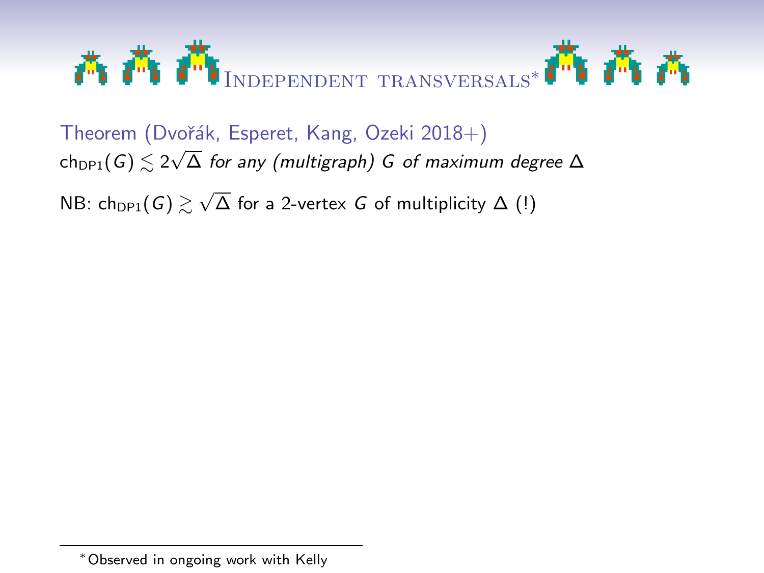# Independent transversals*

Theorem (Dvořák, Esperet, Kang, Ozeki 2018+)

$\mathrm{ch}_{\mathrm{DP1}}(G) \lesssim 2\sqrt{\Delta}$ *for any (multigraph) $G$ of maximum degree $\Delta$*

NB: $\mathrm{ch}_{\mathrm{DP1}}(G) \gtrsim \sqrt{\Delta}$ for a 2-vertex $G$ of multiplicity $\Delta$ (!)

---

*Observed in ongoing work with Kelly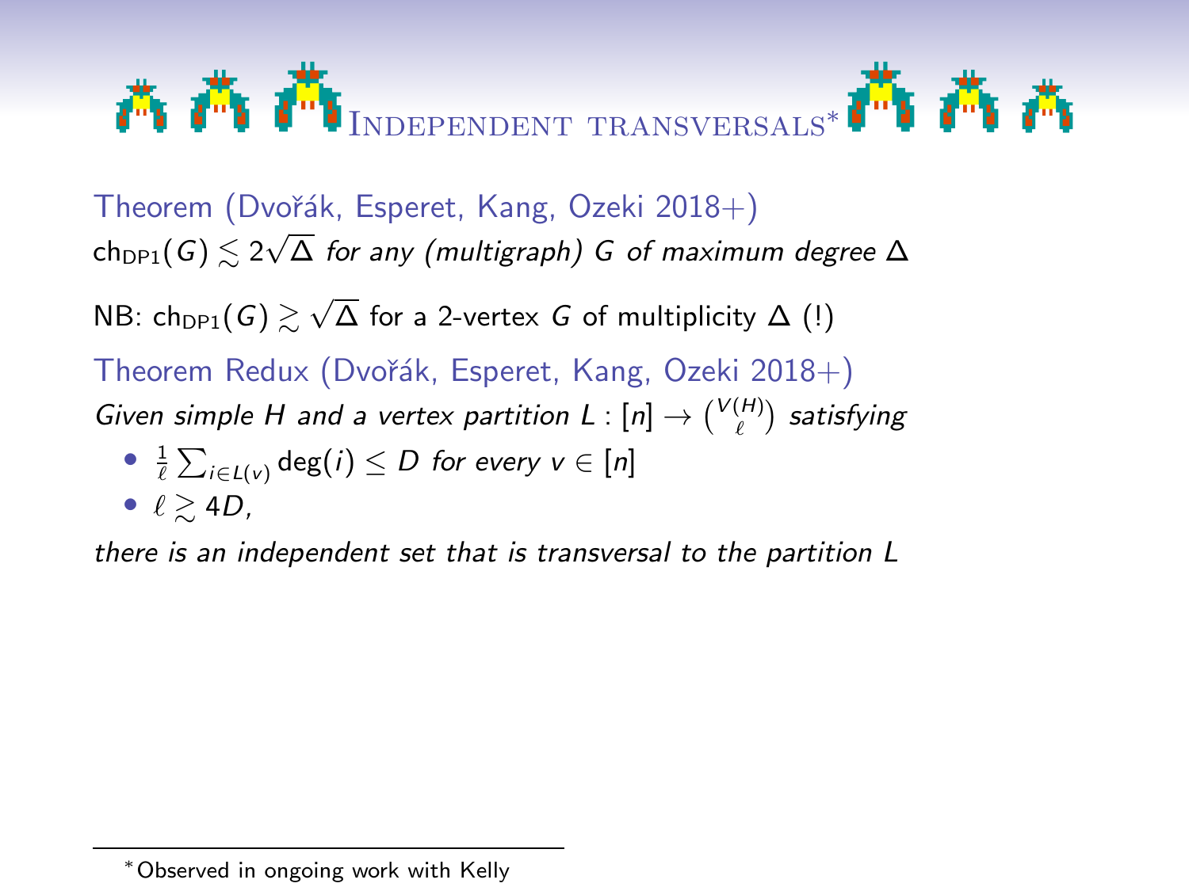# Independent transversals*

Theorem (Dvořák, Esperet, Kang, Ozeki 2018+)

$\mathrm{ch}_{\mathrm{DP1}}(G) \lesssim 2\sqrt{\Delta}$ *for any (multigraph) $G$ of maximum degree $\Delta$*

NB: $\mathrm{ch}_{\mathrm{DP1}}(G) \gtrsim \sqrt{\Delta}$ for a 2-vertex $G$ of multiplicity $\Delta$ (!)

Theorem Redux (Dvořák, Esperet, Kang, Ozeki 2018+)

*Given simple $H$ and a vertex partition $L : [n] \to \binom{V(H)}{\ell}$ satisfying*

- $\frac{1}{\ell}\sum_{i \in L(v)} \deg(i) \le D$ *for every $v \in [n]$*
- $\ell \gtrsim 4D$,

*there is an independent set that is transversal to the partition $L$*

*Observed in ongoing work with Kelly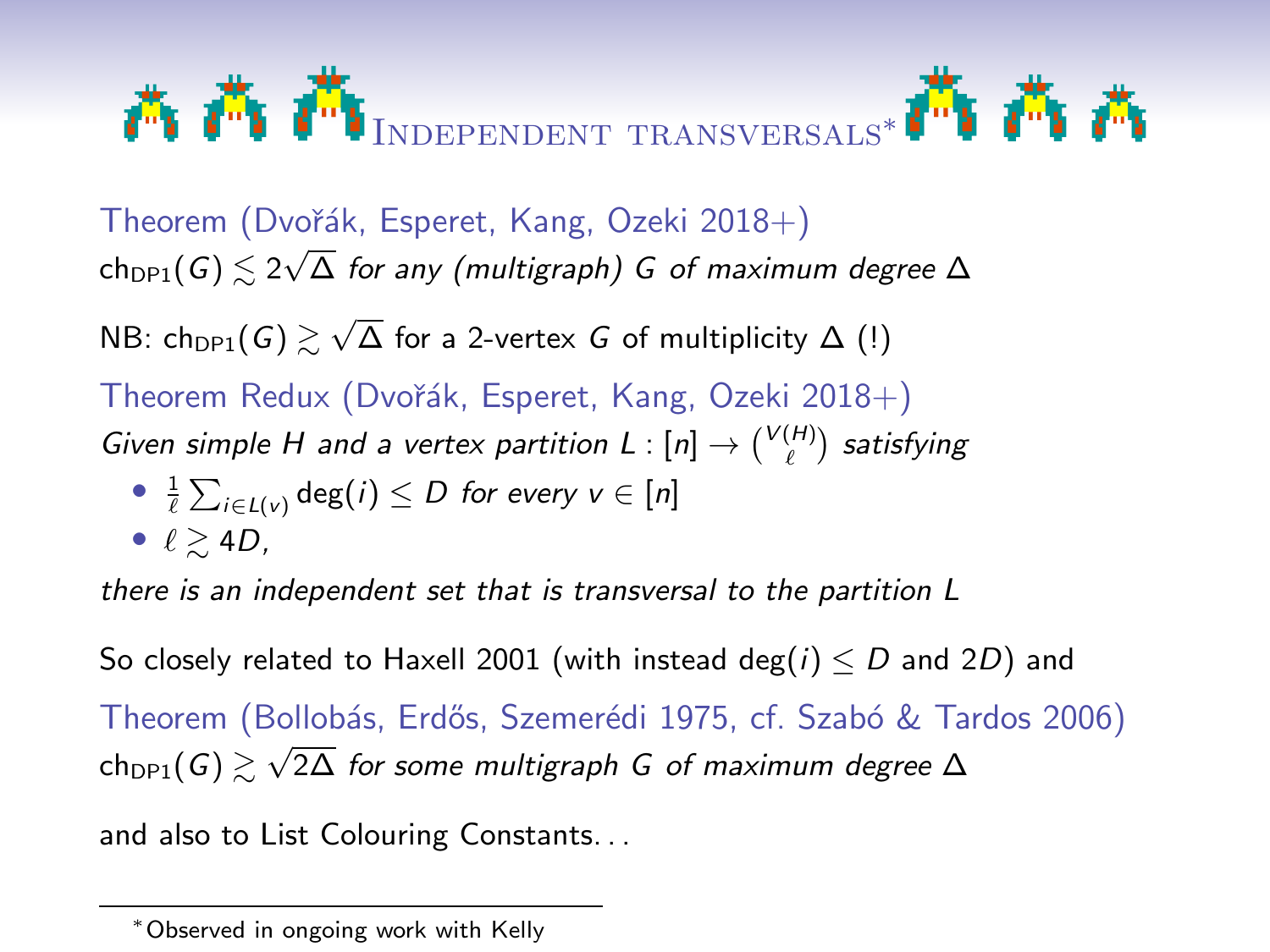## Independent transversals*

Theorem (Dvořák, Esperet, Kang, Ozeki 2018+)
$\mathrm{ch}_{\mathrm{DP1}}(G) \lesssim 2\sqrt{\Delta}$ *for any (multigraph) $G$ of maximum degree $\Delta$*

NB: $\mathrm{ch}_{\mathrm{DP1}}(G) \gtrsim \sqrt{\Delta}$ for a 2-vertex $G$ of multiplicity $\Delta$ (!)

Theorem Redux (Dvořák, Esperet, Kang, Ozeki 2018+)
*Given simple $H$ and a vertex partition $L : [n] \to \binom{V(H)}{\ell}$ satisfying*

- $\frac{1}{\ell}\sum_{i \in L(v)} \deg(i) \le D$ *for every $v \in [n]$*
- $\ell \gtrsim 4D$,

*there is an independent set that is transversal to the partition $L$*

So closely related to Haxell 2001 (with instead $\deg(i) \le D$ and $2D$) and

Theorem (Bollobás, Erdős, Szemerédi 1975, cf. Szabó & Tardos 2006)
$\mathrm{ch}_{\mathrm{DP1}}(G) \gtrsim \sqrt{2\Delta}$ *for some multigraph $G$ of maximum degree $\Delta$*

and also to List Colouring Constants...

---

*Observed in ongoing work with Kelly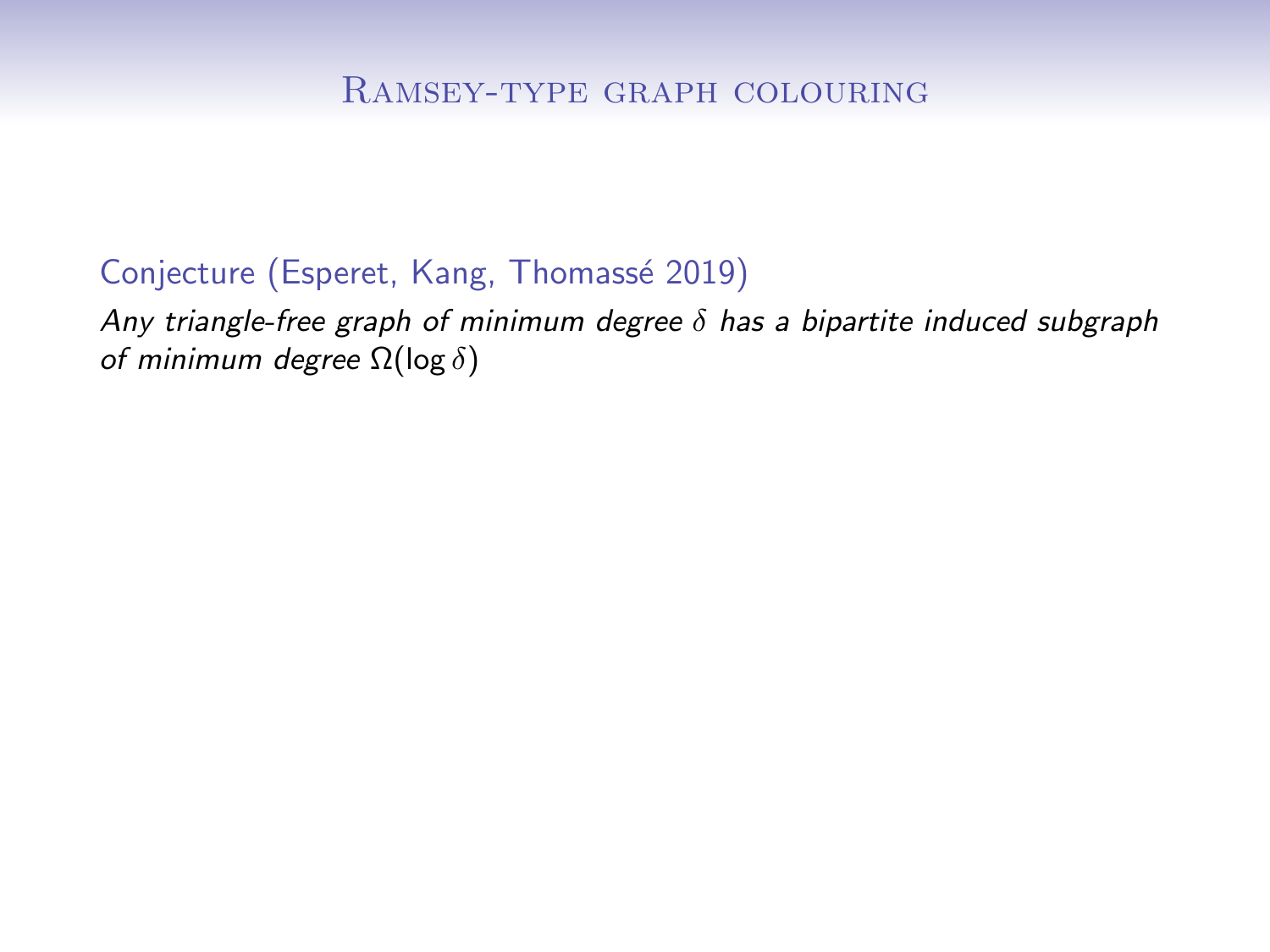# Ramsey-type graph colouring

Conjecture (Esperet, Kang, Thomassé 2019)

*Any triangle-free graph of minimum degree $\delta$ has a bipartite induced subgraph of minimum degree $\Omega(\log \delta)$*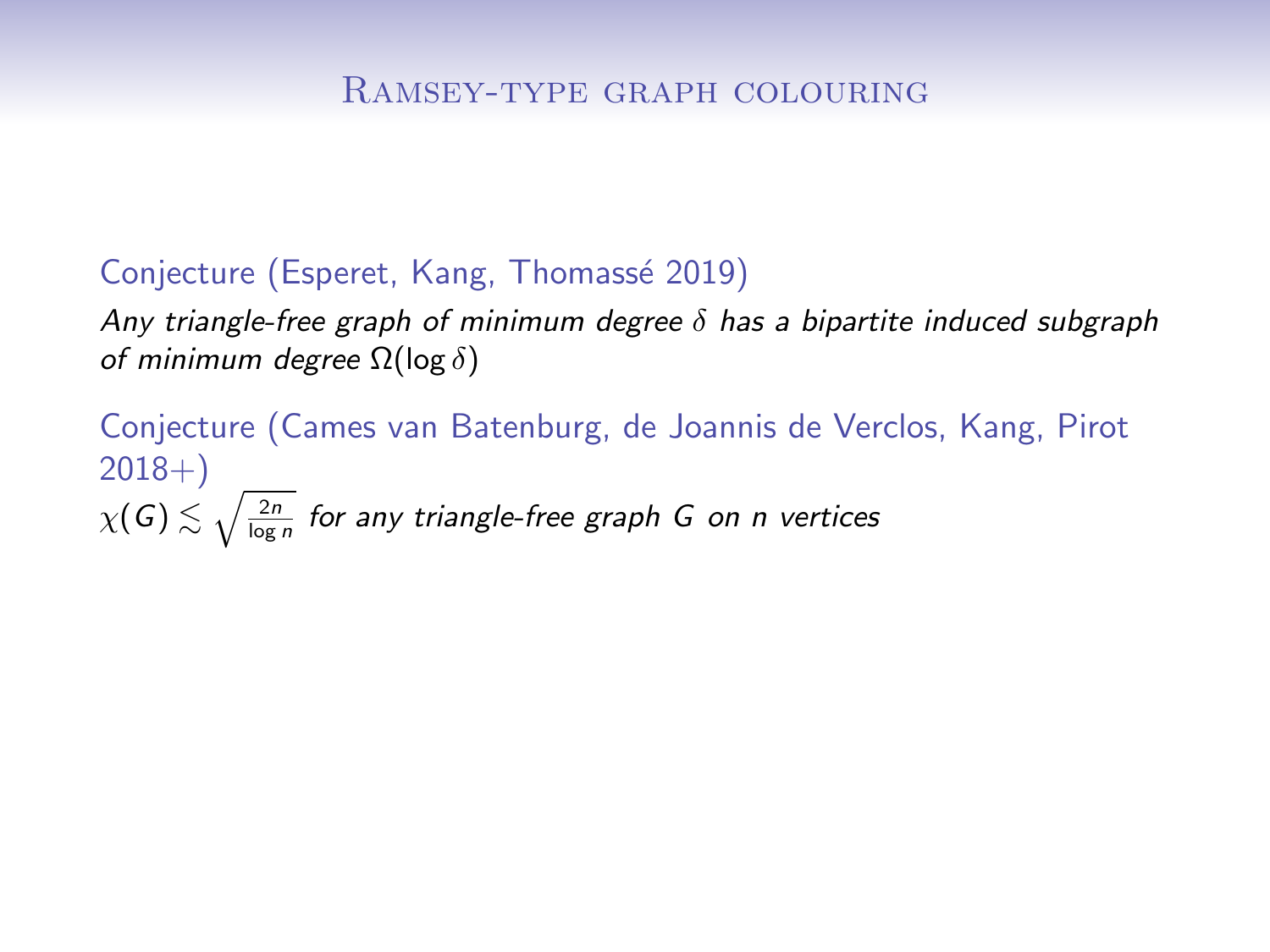# Ramsey-type graph colouring

Conjecture (Esperet, Kang, Thomassé 2019)

*Any triangle-free graph of minimum degree $\delta$ has a bipartite induced subgraph of minimum degree $\Omega(\log \delta)$*

Conjecture (Cames van Batenburg, de Joannis de Verclos, Kang, Pirot 2018+)

$\chi(G) \lesssim \sqrt{\frac{2n}{\log n}}$ *for any triangle-free graph $G$ on $n$ vertices*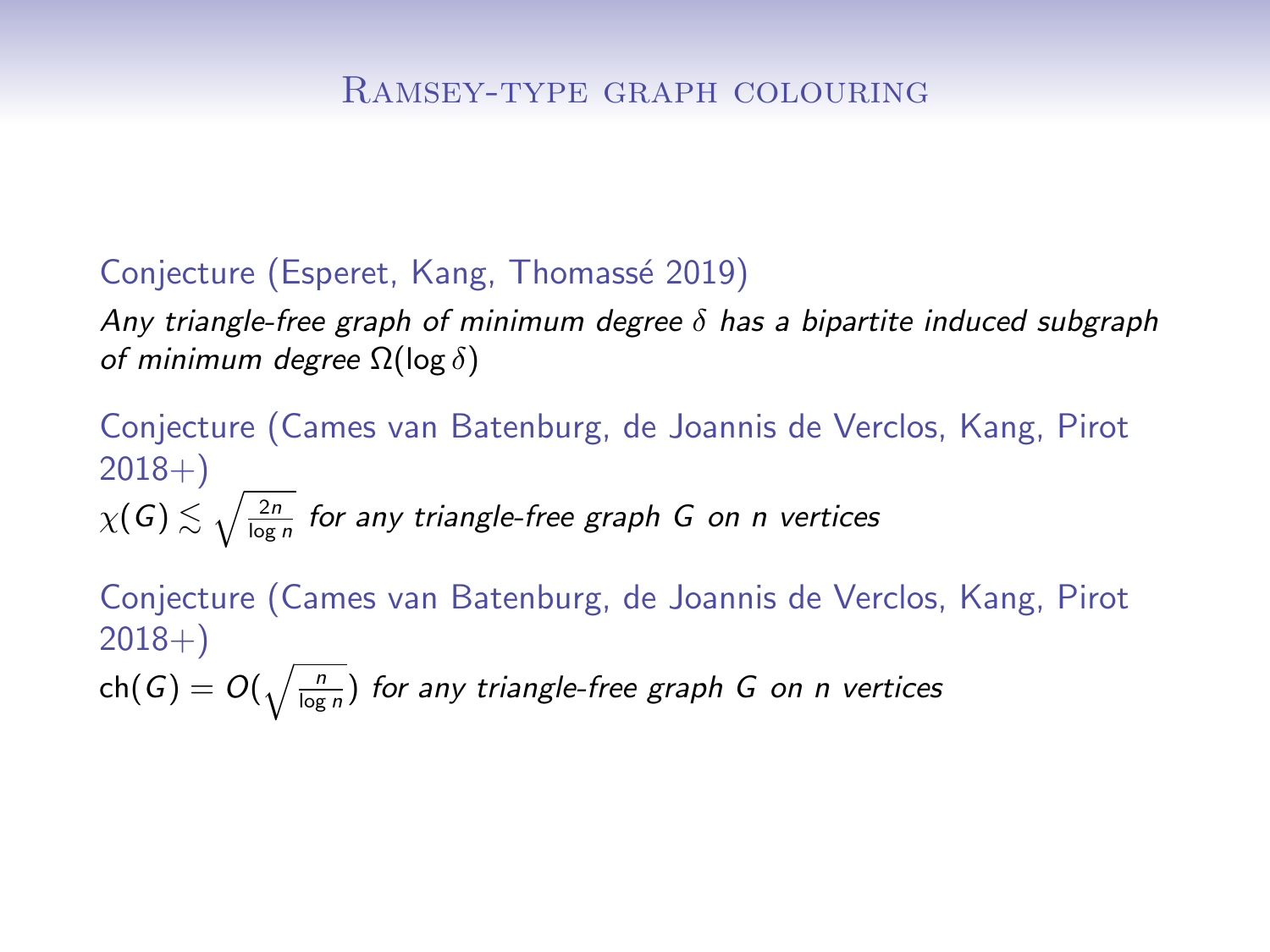## Ramsey-type graph colouring

Conjecture (Esperet, Kang, Thomassé 2019)

*Any triangle-free graph of minimum degree $\delta$ has a bipartite induced subgraph of minimum degree $\Omega(\log \delta)$*

Conjecture (Cames van Batenburg, de Joannis de Verclos, Kang, Pirot 2018+)

$\chi(G) \lesssim \sqrt{\frac{2n}{\log n}}$ *for any triangle-free graph $G$ on $n$ vertices*

Conjecture (Cames van Batenburg, de Joannis de Verclos, Kang, Pirot 2018+)

$\mathrm{ch}(G) = O(\sqrt{\frac{n}{\log n}})$ *for any triangle-free graph $G$ on $n$ vertices*